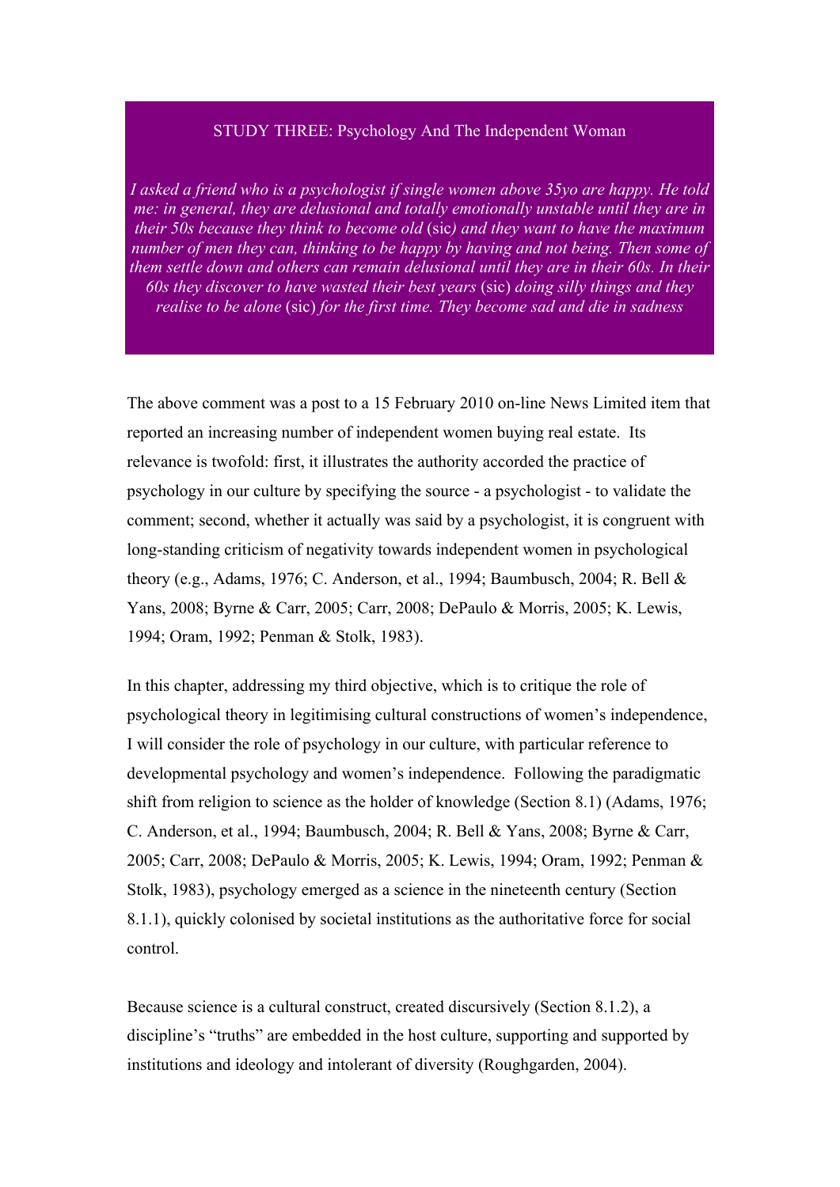## STUDY THREE: Psychology And The Independent Woman

*I asked a friend who is a psychologist if single women above 35yo are happy. He told me: in general, they are delusional and totally emotionally unstable until they are in their 50s because they think to become old* (sic) *and they want to have the maximum number of men they can, thinking to be happy by having and not being. Then some of them settle down and others can remain delusional until they are in their 60s. In their 60s they discover to have wasted their best years* (sic) *doing silly things and they realise to be alone* (sic) *for the first time. They become sad and die in sadness*

The above comment was a post to a 15 February 2010 on-line News Limited item that reported an increasing number of independent women buying real estate. Its relevance is twofold: first, it illustrates the authority accorded the practice of psychology in our culture by specifying the source - a psychologist - to validate the comment; second, whether it actually was said by a psychologist, it is congruent with long-standing criticism of negativity towards independent women in psychological theory (e.g., Adams, 1976; C. Anderson, et al., 1994; Baumbusch, 2004; R. Bell & Yans, 2008; Byrne & Carr, 2005; Carr, 2008; DePaulo & Morris, 2005; K. Lewis, 1994; Oram, 1992; Penman & Stolk, 1983).

In this chapter, addressing my third objective, which is to critique the role of psychological theory in legitimising cultural constructions of women's independence, I will consider the role of psychology in our culture, with particular reference to developmental psychology and women's independence. Following the paradigmatic shift from religion to science as the holder of knowledge (Section 8.1) (Adams, 1976; C. Anderson, et al., 1994; Baumbusch, 2004; R. Bell & Yans, 2008; Byrne & Carr, 2005; Carr, 2008; DePaulo & Morris, 2005; K. Lewis, 1994; Oram, 1992; Penman & Stolk, 1983), psychology emerged as a science in the nineteenth century (Section 8.1.1), quickly colonised by societal institutions as the authoritative force for social control.

Because science is a cultural construct, created discursively (Section 8.1.2), a discipline's "truths" are embedded in the host culture, supporting and supported by institutions and ideology and intolerant of diversity (Roughgarden, 2004).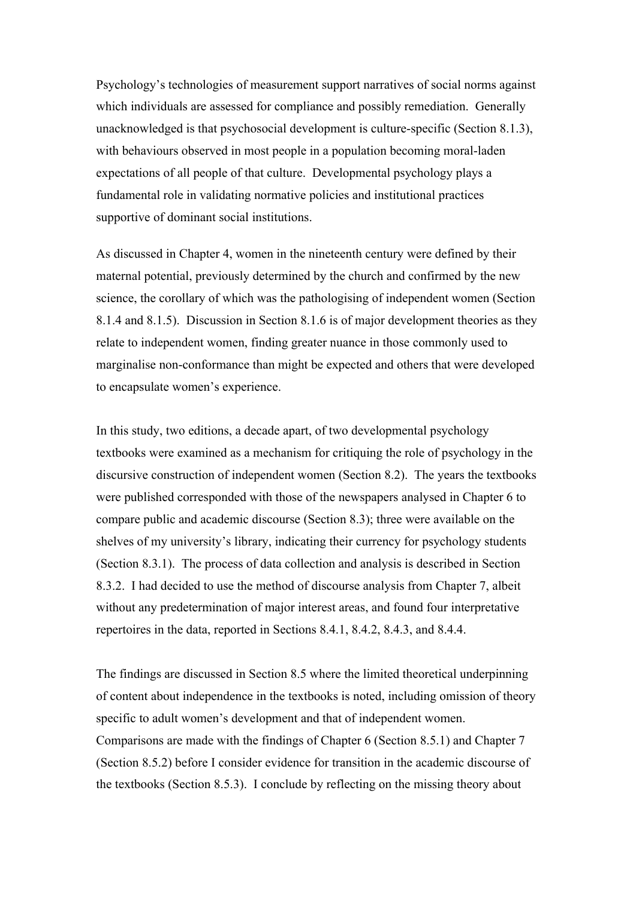Psychology's technologies of measurement support narratives of social norms against which individuals are assessed for compliance and possibly remediation. Generally unacknowledged is that psychosocial development is culture-specific (Section 8.1.3), with behaviours observed in most people in a population becoming moral-laden expectations of all people of that culture. Developmental psychology plays a fundamental role in validating normative policies and institutional practices supportive of dominant social institutions.

As discussed in Chapter 4, women in the nineteenth century were defined by their maternal potential, previously determined by the church and confirmed by the new science, the corollary of which was the pathologising of independent women (Section 8.1.4 and 8.1.5). Discussion in Section 8.1.6 is of major development theories as they relate to independent women, finding greater nuance in those commonly used to marginalise non-conformance than might be expected and others that were developed to encapsulate women's experience.

In this study, two editions, a decade apart, of two developmental psychology textbooks were examined as a mechanism for critiquing the role of psychology in the discursive construction of independent women (Section 8.2). The years the textbooks were published corresponded with those of the newspapers analysed in Chapter 6 to compare public and academic discourse (Section 8.3); three were available on the shelves of my university's library, indicating their currency for psychology students (Section 8.3.1). The process of data collection and analysis is described in Section 8.3.2. I had decided to use the method of discourse analysis from Chapter 7, albeit without any predetermination of major interest areas, and found four interpretative repertoires in the data, reported in Sections 8.4.1, 8.4.2, 8.4.3, and 8.4.4.

The findings are discussed in Section 8.5 where the limited theoretical underpinning of content about independence in the textbooks is noted, including omission of theory specific to adult women's development and that of independent women. Comparisons are made with the findings of Chapter 6 (Section 8.5.1) and Chapter 7 (Section 8.5.2) before I consider evidence for transition in the academic discourse of the textbooks (Section 8.5.3). I conclude by reflecting on the missing theory about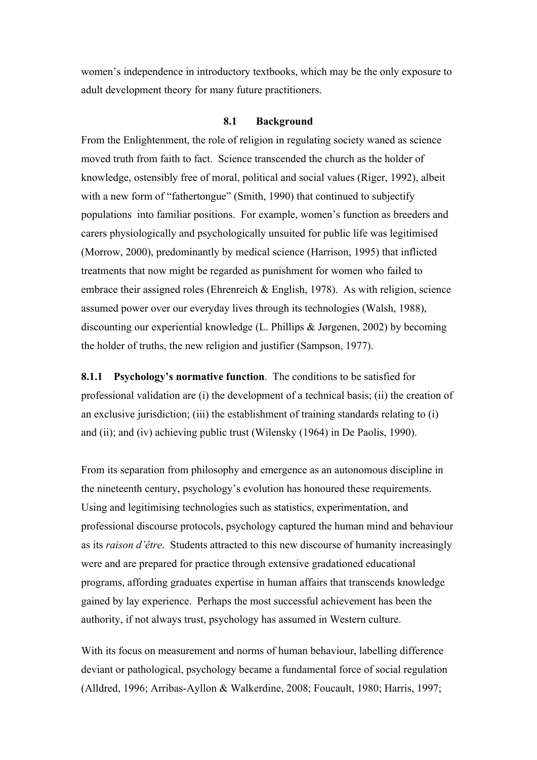women's independence in introductory textbooks, which may be the only exposure to adult development theory for many future practitioners.

## 8.1 Background

From the Enlightenment, the role of religion in regulating society waned as science moved truth from faith to fact. Science transcended the church as the holder of knowledge, ostensibly free of moral, political and social values (Riger, 1992), albeit with a new form of "fathertongue" (Smith, 1990) that continued to subjectify populations into familiar positions. For example, women's function as breeders and carers physiologically and psychologically unsuited for public life was legitimised (Morrow, 2000), predominantly by medical science (Harrison, 1995) that inflicted treatments that now might be regarded as punishment for women who failed to embrace their assigned roles (Ehrenreich & English, 1978). As with religion, science assumed power over our everyday lives through its technologies (Walsh, 1988), discounting our experiential knowledge (L. Phillips & Jørgenen, 2002) by becoming the holder of truths, the new religion and justifier (Sampson, 1977).

**8.1.1 Psychology's normative function**. The conditions to be satisfied for professional validation are (i) the development of a technical basis; (ii) the creation of an exclusive jurisdiction; (iii) the establishment of training standards relating to (i) and (ii); and (iv) achieving public trust (Wilensky (1964) in De Paolis, 1990).

From its separation from philosophy and emergence as an autonomous discipline in the nineteenth century, psychology's evolution has honoured these requirements. Using and legitimising technologies such as statistics, experimentation, and professional discourse protocols, psychology captured the human mind and behaviour as its *raison d'être*. Students attracted to this new discourse of humanity increasingly were and are prepared for practice through extensive gradationed educational programs, affording graduates expertise in human affairs that transcends knowledge gained by lay experience. Perhaps the most successful achievement has been the authority, if not always trust, psychology has assumed in Western culture.

With its focus on measurement and norms of human behaviour, labelling difference deviant or pathological, psychology became a fundamental force of social regulation (Alldred, 1996; Arribas-Ayllon & Walkerdine, 2008; Foucault, 1980; Harris, 1997;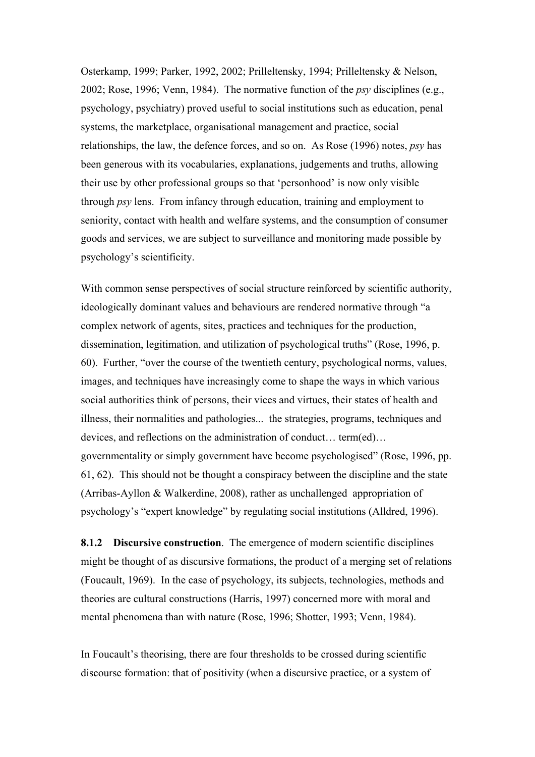Osterkamp, 1999; Parker, 1992, 2002; Prilleltensky, 1994; Prilleltensky & Nelson, 2002; Rose, 1996; Venn, 1984). The normative function of the *psy* disciplines (e.g., psychology, psychiatry) proved useful to social institutions such as education, penal systems, the marketplace, organisational management and practice, social relationships, the law, the defence forces, and so on. As Rose (1996) notes, *psy* has been generous with its vocabularies, explanations, judgements and truths, allowing their use by other professional groups so that 'personhood' is now only visible through *psy* lens. From infancy through education, training and employment to seniority, contact with health and welfare systems, and the consumption of consumer goods and services, we are subject to surveillance and monitoring made possible by psychology's scientificity.

With common sense perspectives of social structure reinforced by scientific authority, ideologically dominant values and behaviours are rendered normative through "a complex network of agents, sites, practices and techniques for the production, dissemination, legitimation, and utilization of psychological truths" (Rose, 1996, p. 60). Further, "over the course of the twentieth century, psychological norms, values, images, and techniques have increasingly come to shape the ways in which various social authorities think of persons, their vices and virtues, their states of health and illness, their normalities and pathologies... the strategies, programs, techniques and devices, and reflections on the administration of conduct… term(ed)… governmentality or simply government have become psychologised" (Rose, 1996, pp. 61, 62). This should not be thought a conspiracy between the discipline and the state (Arribas-Ayllon & Walkerdine, 2008), rather as unchallenged appropriation of psychology's "expert knowledge" by regulating social institutions (Alldred, 1996).

**8.1.2 Discursive construction**. The emergence of modern scientific disciplines might be thought of as discursive formations, the product of a merging set of relations (Foucault, 1969). In the case of psychology, its subjects, technologies, methods and theories are cultural constructions (Harris, 1997) concerned more with moral and mental phenomena than with nature (Rose, 1996; Shotter, 1993; Venn, 1984).

In Foucault's theorising, there are four thresholds to be crossed during scientific discourse formation: that of positivity (when a discursive practice, or a system of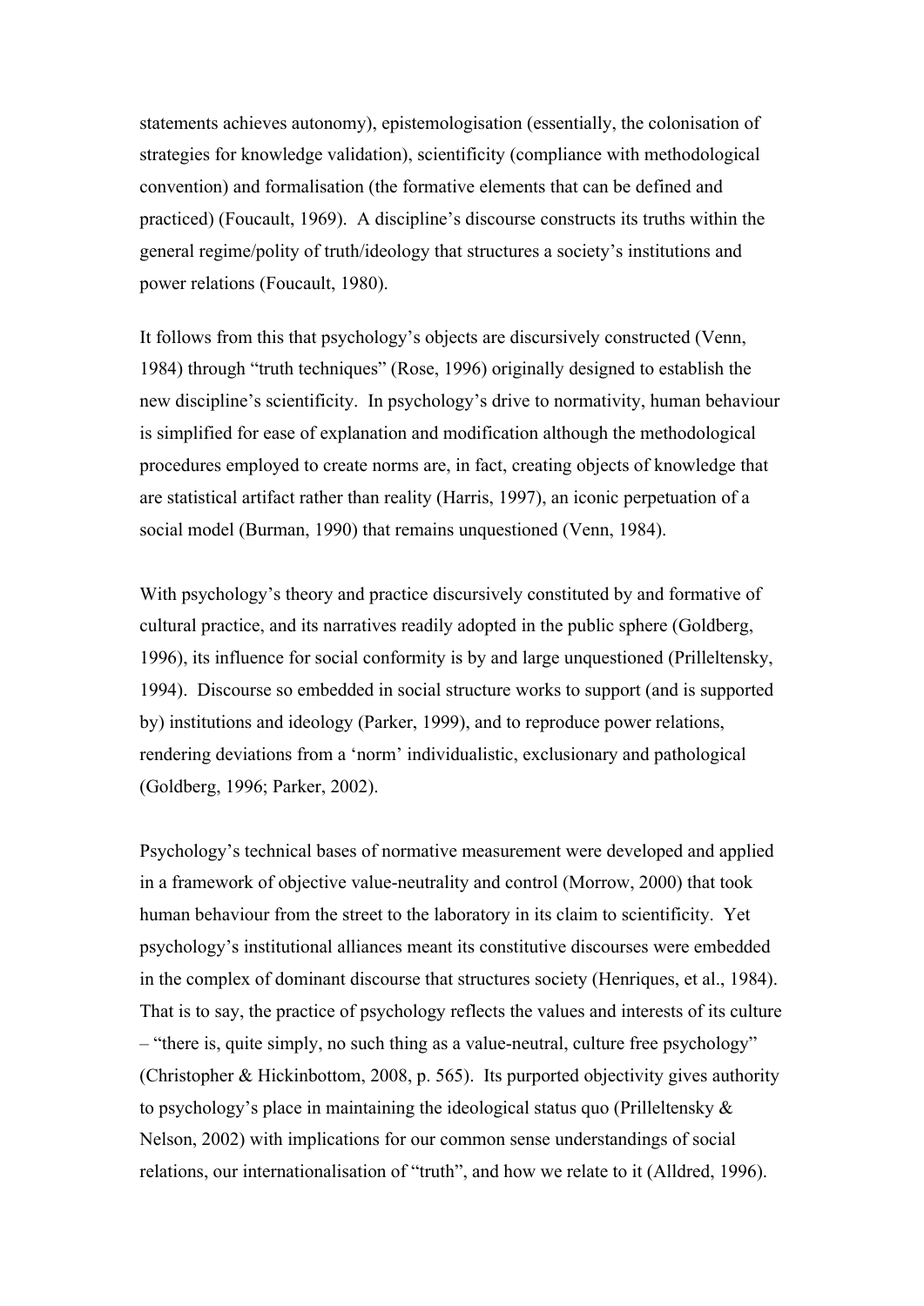statements achieves autonomy), epistemologisation (essentially, the colonisation of strategies for knowledge validation), scientificity (compliance with methodological convention) and formalisation (the formative elements that can be defined and practiced) (Foucault, 1969). A discipline's discourse constructs its truths within the general regime/polity of truth/ideology that structures a society's institutions and power relations (Foucault, 1980).

It follows from this that psychology's objects are discursively constructed (Venn, 1984) through "truth techniques" (Rose, 1996) originally designed to establish the new discipline's scientificity. In psychology's drive to normativity, human behaviour is simplified for ease of explanation and modification although the methodological procedures employed to create norms are, in fact, creating objects of knowledge that are statistical artifact rather than reality (Harris, 1997), an iconic perpetuation of a social model (Burman, 1990) that remains unquestioned (Venn, 1984).

With psychology's theory and practice discursively constituted by and formative of cultural practice, and its narratives readily adopted in the public sphere (Goldberg, 1996), its influence for social conformity is by and large unquestioned (Prilleltensky, 1994). Discourse so embedded in social structure works to support (and is supported by) institutions and ideology (Parker, 1999), and to reproduce power relations, rendering deviations from a 'norm' individualistic, exclusionary and pathological (Goldberg, 1996; Parker, 2002).

Psychology's technical bases of normative measurement were developed and applied in a framework of objective value-neutrality and control (Morrow, 2000) that took human behaviour from the street to the laboratory in its claim to scientificity. Yet psychology's institutional alliances meant its constitutive discourses were embedded in the complex of dominant discourse that structures society (Henriques, et al., 1984). That is to say, the practice of psychology reflects the values and interests of its culture – "there is, quite simply, no such thing as a value-neutral, culture free psychology" (Christopher & Hickinbottom, 2008, p. 565). Its purported objectivity gives authority to psychology's place in maintaining the ideological status quo (Prilleltensky & Nelson, 2002) with implications for our common sense understandings of social relations, our internationalisation of "truth", and how we relate to it (Alldred, 1996).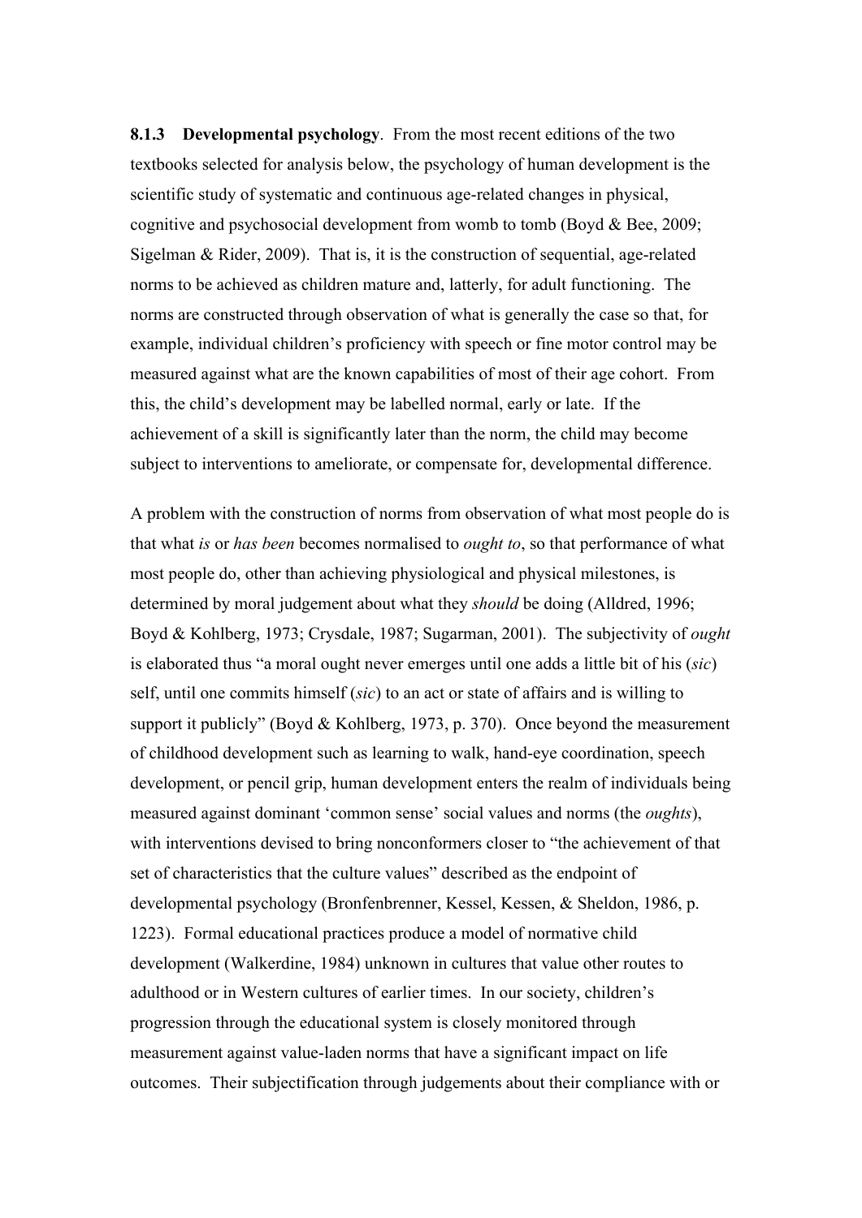**8.1.3 Developmental psychology**. From the most recent editions of the two textbooks selected for analysis below, the psychology of human development is the scientific study of systematic and continuous age-related changes in physical, cognitive and psychosocial development from womb to tomb (Boyd & Bee, 2009; Sigelman & Rider, 2009). That is, it is the construction of sequential, age-related norms to be achieved as children mature and, latterly, for adult functioning. The norms are constructed through observation of what is generally the case so that, for example, individual children's proficiency with speech or fine motor control may be measured against what are the known capabilities of most of their age cohort. From this, the child's development may be labelled normal, early or late. If the achievement of a skill is significantly later than the norm, the child may become subject to interventions to ameliorate, or compensate for, developmental difference.

A problem with the construction of norms from observation of what most people do is that what *is* or *has been* becomes normalised to *ought to*, so that performance of what most people do, other than achieving physiological and physical milestones, is determined by moral judgement about what they *should* be doing (Alldred, 1996; Boyd & Kohlberg, 1973; Crysdale, 1987; Sugarman, 2001). The subjectivity of *ought* is elaborated thus "a moral ought never emerges until one adds a little bit of his (*sic*) self, until one commits himself (*sic*) to an act or state of affairs and is willing to support it publicly" (Boyd & Kohlberg, 1973, p. 370). Once beyond the measurement of childhood development such as learning to walk, hand-eye coordination, speech development, or pencil grip, human development enters the realm of individuals being measured against dominant 'common sense' social values and norms (the *oughts*), with interventions devised to bring nonconformers closer to "the achievement of that set of characteristics that the culture values" described as the endpoint of developmental psychology (Bronfenbrenner, Kessel, Kessen, & Sheldon, 1986, p. 1223). Formal educational practices produce a model of normative child development (Walkerdine, 1984) unknown in cultures that value other routes to adulthood or in Western cultures of earlier times. In our society, children's progression through the educational system is closely monitored through measurement against value-laden norms that have a significant impact on life outcomes. Their subjectification through judgements about their compliance with or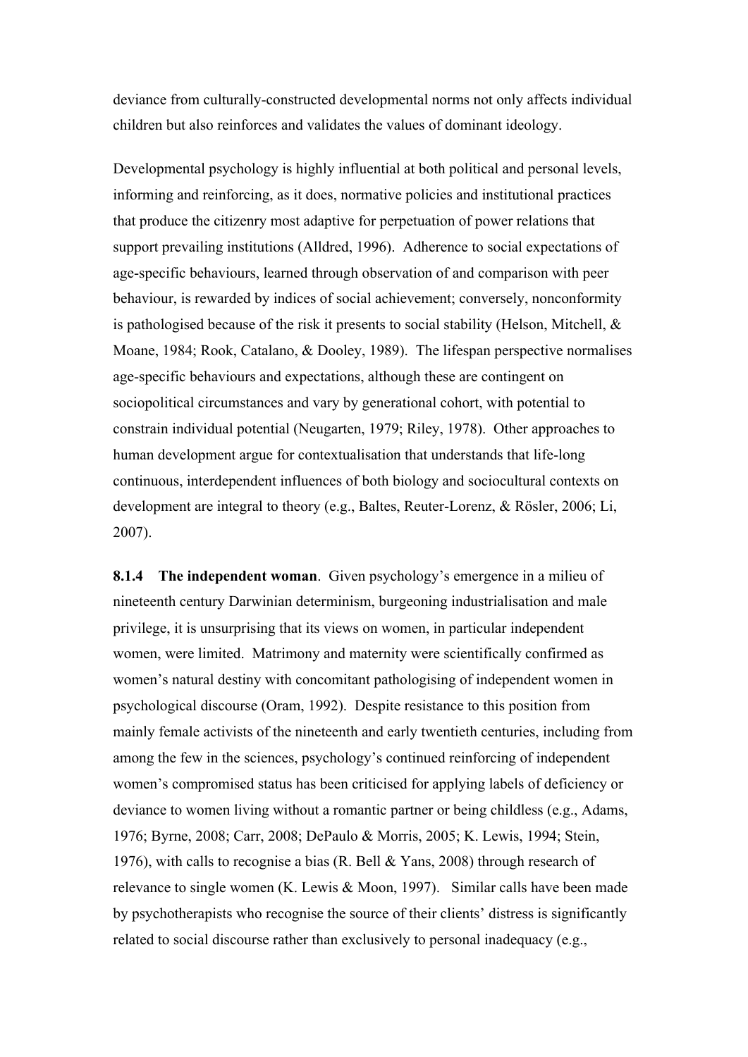deviance from culturally-constructed developmental norms not only affects individual children but also reinforces and validates the values of dominant ideology.

Developmental psychology is highly influential at both political and personal levels, informing and reinforcing, as it does, normative policies and institutional practices that produce the citizenry most adaptive for perpetuation of power relations that support prevailing institutions (Alldred, 1996). Adherence to social expectations of age-specific behaviours, learned through observation of and comparison with peer behaviour, is rewarded by indices of social achievement; conversely, nonconformity is pathologised because of the risk it presents to social stability (Helson, Mitchell, & Moane, 1984; Rook, Catalano, & Dooley, 1989). The lifespan perspective normalises age-specific behaviours and expectations, although these are contingent on sociopolitical circumstances and vary by generational cohort, with potential to constrain individual potential (Neugarten, 1979; Riley, 1978). Other approaches to human development argue for contextualisation that understands that life-long continuous, interdependent influences of both biology and sociocultural contexts on development are integral to theory (e.g., Baltes, Reuter-Lorenz, & Rösler, 2006; Li, 2007).

**8.1.4 The independent woman**. Given psychology's emergence in a milieu of nineteenth century Darwinian determinism, burgeoning industrialisation and male privilege, it is unsurprising that its views on women, in particular independent women, were limited. Matrimony and maternity were scientifically confirmed as women's natural destiny with concomitant pathologising of independent women in psychological discourse (Oram, 1992). Despite resistance to this position from mainly female activists of the nineteenth and early twentieth centuries, including from among the few in the sciences, psychology's continued reinforcing of independent women's compromised status has been criticised for applying labels of deficiency or deviance to women living without a romantic partner or being childless (e.g., Adams, 1976; Byrne, 2008; Carr, 2008; DePaulo & Morris, 2005; K. Lewis, 1994; Stein, 1976), with calls to recognise a bias (R. Bell & Yans, 2008) through research of relevance to single women (K. Lewis & Moon, 1997). Similar calls have been made by psychotherapists who recognise the source of their clients' distress is significantly related to social discourse rather than exclusively to personal inadequacy (e.g.,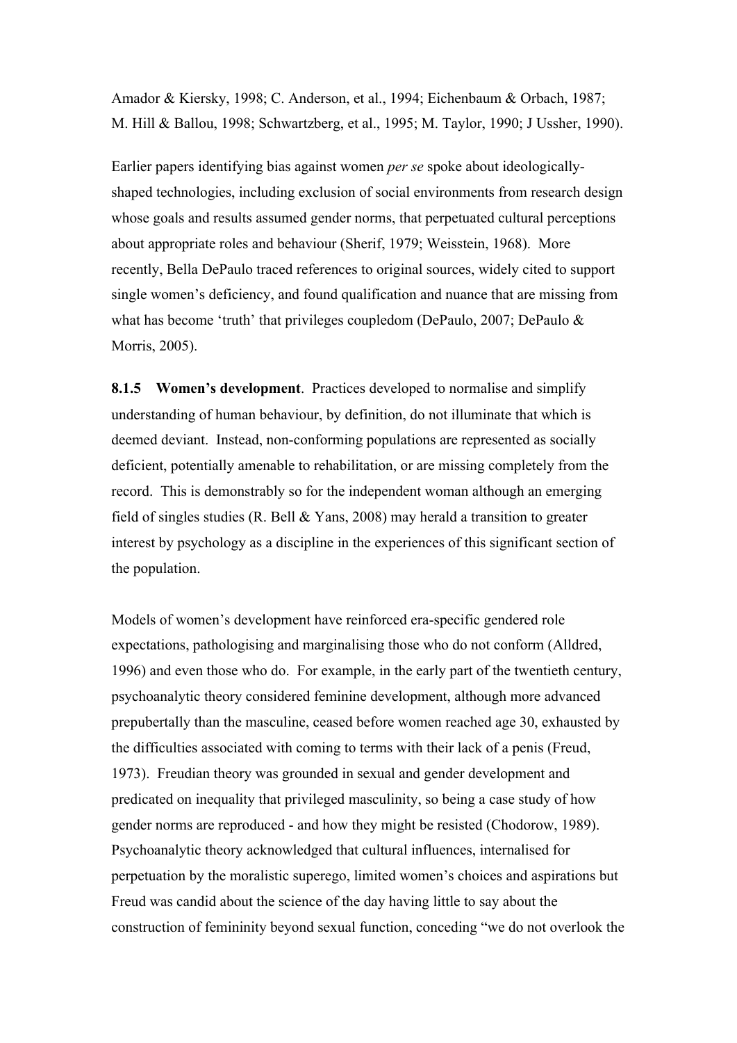Amador & Kiersky, 1998; C. Anderson, et al., 1994; Eichenbaum & Orbach, 1987; M. Hill & Ballou, 1998; Schwartzberg, et al., 1995; M. Taylor, 1990; J Ussher, 1990).

Earlier papers identifying bias against women *per se* spoke about ideologically-shaped technologies, including exclusion of social environments from research design whose goals and results assumed gender norms, that perpetuated cultural perceptions about appropriate roles and behaviour (Sherif, 1979; Weisstein, 1968). More recently, Bella DePaulo traced references to original sources, widely cited to support single women's deficiency, and found qualification and nuance that are missing from what has become 'truth' that privileges coupledom (DePaulo, 2007; DePaulo & Morris, 2005).

**8.1.5 Women's development**. Practices developed to normalise and simplify understanding of human behaviour, by definition, do not illuminate that which is deemed deviant. Instead, non-conforming populations are represented as socially deficient, potentially amenable to rehabilitation, or are missing completely from the record. This is demonstrably so for the independent woman although an emerging field of singles studies (R. Bell & Yans, 2008) may herald a transition to greater interest by psychology as a discipline in the experiences of this significant section of the population.

Models of women's development have reinforced era-specific gendered role expectations, pathologising and marginalising those who do not conform (Alldred, 1996) and even those who do. For example, in the early part of the twentieth century, psychoanalytic theory considered feminine development, although more advanced prepubertally than the masculine, ceased before women reached age 30, exhausted by the difficulties associated with coming to terms with their lack of a penis (Freud, 1973). Freudian theory was grounded in sexual and gender development and predicated on inequality that privileged masculinity, so being a case study of how gender norms are reproduced - and how they might be resisted (Chodorow, 1989). Psychoanalytic theory acknowledged that cultural influences, internalised for perpetuation by the moralistic superego, limited women's choices and aspirations but Freud was candid about the science of the day having little to say about the construction of femininity beyond sexual function, conceding "we do not overlook the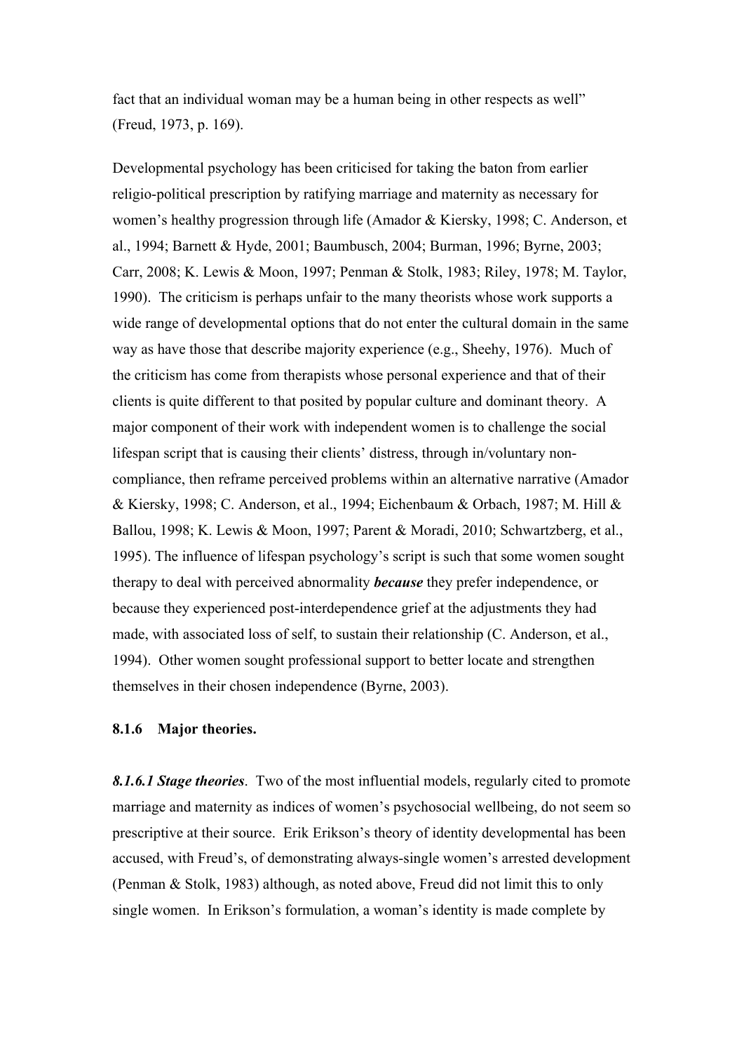fact that an individual woman may be a human being in other respects as well" (Freud, 1973, p. 169).

Developmental psychology has been criticised for taking the baton from earlier religio-political prescription by ratifying marriage and maternity as necessary for women's healthy progression through life (Amador & Kiersky, 1998; C. Anderson, et al., 1994; Barnett & Hyde, 2001; Baumbusch, 2004; Burman, 1996; Byrne, 2003; Carr, 2008; K. Lewis & Moon, 1997; Penman & Stolk, 1983; Riley, 1978; M. Taylor, 1990). The criticism is perhaps unfair to the many theorists whose work supports a wide range of developmental options that do not enter the cultural domain in the same way as have those that describe majority experience (e.g., Sheehy, 1976). Much of the criticism has come from therapists whose personal experience and that of their clients is quite different to that posited by popular culture and dominant theory. A major component of their work with independent women is to challenge the social lifespan script that is causing their clients' distress, through in/voluntary non-compliance, then reframe perceived problems within an alternative narrative (Amador & Kiersky, 1998; C. Anderson, et al., 1994; Eichenbaum & Orbach, 1987; M. Hill & Ballou, 1998; K. Lewis & Moon, 1997; Parent & Moradi, 2010; Schwartzberg, et al., 1995). The influence of lifespan psychology's script is such that some women sought therapy to deal with perceived abnormality ***because*** they prefer independence, or because they experienced post-interdependence grief at the adjustments they had made, with associated loss of self, to sustain their relationship (C. Anderson, et al., 1994). Other women sought professional support to better locate and strengthen themselves in their chosen independence (Byrne, 2003).

### 8.1.6 Major theories.

***8.1.6.1 Stage theories***. Two of the most influential models, regularly cited to promote marriage and maternity as indices of women's psychosocial wellbeing, do not seem so prescriptive at their source. Erik Erikson's theory of identity developmental has been accused, with Freud's, of demonstrating always-single women's arrested development (Penman & Stolk, 1983) although, as noted above, Freud did not limit this to only single women. In Erikson's formulation, a woman's identity is made complete by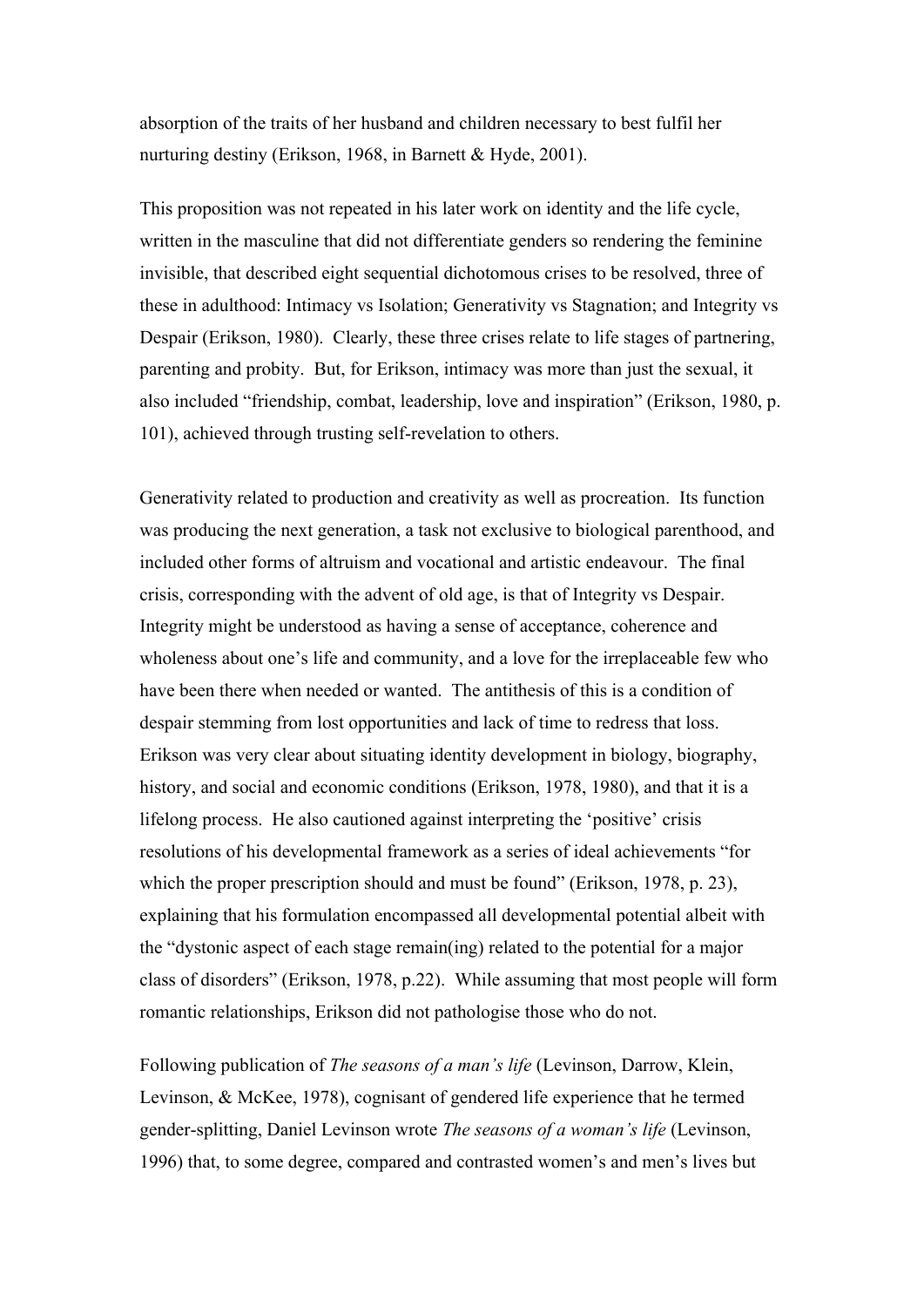absorption of the traits of her husband and children necessary to best fulfil her nurturing destiny (Erikson, 1968, in Barnett & Hyde, 2001).

This proposition was not repeated in his later work on identity and the life cycle, written in the masculine that did not differentiate genders so rendering the feminine invisible, that described eight sequential dichotomous crises to be resolved, three of these in adulthood: Intimacy vs Isolation; Generativity vs Stagnation; and Integrity vs Despair (Erikson, 1980). Clearly, these three crises relate to life stages of partnering, parenting and probity. But, for Erikson, intimacy was more than just the sexual, it also included "friendship, combat, leadership, love and inspiration" (Erikson, 1980, p. 101), achieved through trusting self-revelation to others.

Generativity related to production and creativity as well as procreation. Its function was producing the next generation, a task not exclusive to biological parenthood, and included other forms of altruism and vocational and artistic endeavour. The final crisis, corresponding with the advent of old age, is that of Integrity vs Despair. Integrity might be understood as having a sense of acceptance, coherence and wholeness about one's life and community, and a love for the irreplaceable few who have been there when needed or wanted. The antithesis of this is a condition of despair stemming from lost opportunities and lack of time to redress that loss. Erikson was very clear about situating identity development in biology, biography, history, and social and economic conditions (Erikson, 1978, 1980), and that it is a lifelong process. He also cautioned against interpreting the 'positive' crisis resolutions of his developmental framework as a series of ideal achievements "for which the proper prescription should and must be found" (Erikson, 1978, p. 23), explaining that his formulation encompassed all developmental potential albeit with the "dystonic aspect of each stage remain(ing) related to the potential for a major class of disorders" (Erikson, 1978, p.22). While assuming that most people will form romantic relationships, Erikson did not pathologise those who do not.

Following publication of *The seasons of a man's life* (Levinson, Darrow, Klein, Levinson, & McKee, 1978), cognisant of gendered life experience that he termed gender-splitting, Daniel Levinson wrote *The seasons of a woman's life* (Levinson, 1996) that, to some degree, compared and contrasted women's and men's lives but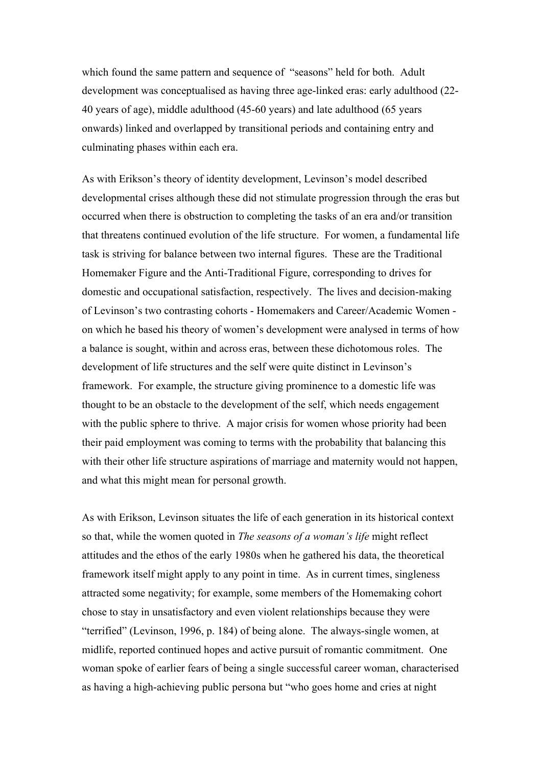which found the same pattern and sequence of "seasons" held for both. Adult development was conceptualised as having three age-linked eras: early adulthood (22-40 years of age), middle adulthood (45-60 years) and late adulthood (65 years onwards) linked and overlapped by transitional periods and containing entry and culminating phases within each era.

As with Erikson's theory of identity development, Levinson's model described developmental crises although these did not stimulate progression through the eras but occurred when there is obstruction to completing the tasks of an era and/or transition that threatens continued evolution of the life structure. For women, a fundamental life task is striving for balance between two internal figures. These are the Traditional Homemaker Figure and the Anti-Traditional Figure, corresponding to drives for domestic and occupational satisfaction, respectively. The lives and decision-making of Levinson's two contrasting cohorts - Homemakers and Career/Academic Women - on which he based his theory of women's development were analysed in terms of how a balance is sought, within and across eras, between these dichotomous roles. The development of life structures and the self were quite distinct in Levinson's framework. For example, the structure giving prominence to a domestic life was thought to be an obstacle to the development of the self, which needs engagement with the public sphere to thrive. A major crisis for women whose priority had been their paid employment was coming to terms with the probability that balancing this with their other life structure aspirations of marriage and maternity would not happen, and what this might mean for personal growth.

As with Erikson, Levinson situates the life of each generation in its historical context so that, while the women quoted in *The seasons of a woman's life* might reflect attitudes and the ethos of the early 1980s when he gathered his data, the theoretical framework itself might apply to any point in time. As in current times, singleness attracted some negativity; for example, some members of the Homemaking cohort chose to stay in unsatisfactory and even violent relationships because they were "terrified" (Levinson, 1996, p. 184) of being alone. The always-single women, at midlife, reported continued hopes and active pursuit of romantic commitment. One woman spoke of earlier fears of being a single successful career woman, characterised as having a high-achieving public persona but "who goes home and cries at night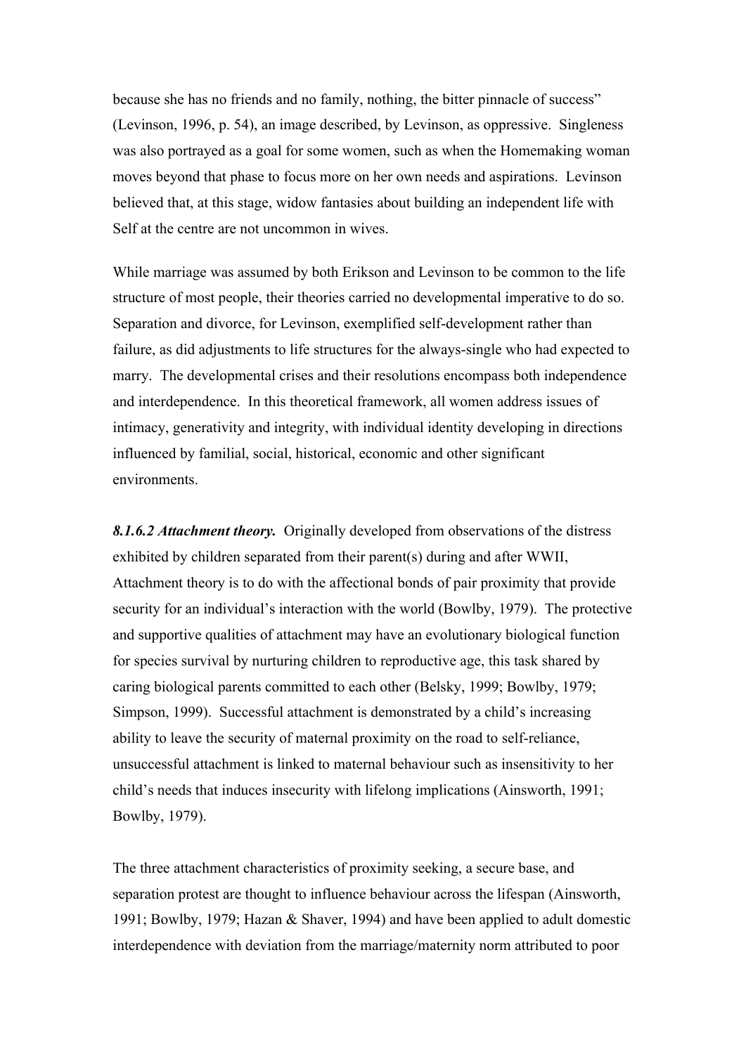because she has no friends and no family, nothing, the bitter pinnacle of success" (Levinson, 1996, p. 54), an image described, by Levinson, as oppressive. Singleness was also portrayed as a goal for some women, such as when the Homemaking woman moves beyond that phase to focus more on her own needs and aspirations. Levinson believed that, at this stage, widow fantasies about building an independent life with Self at the centre are not uncommon in wives.

While marriage was assumed by both Erikson and Levinson to be common to the life structure of most people, their theories carried no developmental imperative to do so. Separation and divorce, for Levinson, exemplified self-development rather than failure, as did adjustments to life structures for the always-single who had expected to marry. The developmental crises and their resolutions encompass both independence and interdependence. In this theoretical framework, all women address issues of intimacy, generativity and integrity, with individual identity developing in directions influenced by familial, social, historical, economic and other significant environments.

***8.1.6.2 Attachment theory.*** Originally developed from observations of the distress exhibited by children separated from their parent(s) during and after WWII, Attachment theory is to do with the affectional bonds of pair proximity that provide security for an individual's interaction with the world (Bowlby, 1979). The protective and supportive qualities of attachment may have an evolutionary biological function for species survival by nurturing children to reproductive age, this task shared by caring biological parents committed to each other (Belsky, 1999; Bowlby, 1979; Simpson, 1999). Successful attachment is demonstrated by a child's increasing ability to leave the security of maternal proximity on the road to self-reliance, unsuccessful attachment is linked to maternal behaviour such as insensitivity to her child's needs that induces insecurity with lifelong implications (Ainsworth, 1991; Bowlby, 1979).

The three attachment characteristics of proximity seeking, a secure base, and separation protest are thought to influence behaviour across the lifespan (Ainsworth, 1991; Bowlby, 1979; Hazan & Shaver, 1994) and have been applied to adult domestic interdependence with deviation from the marriage/maternity norm attributed to poor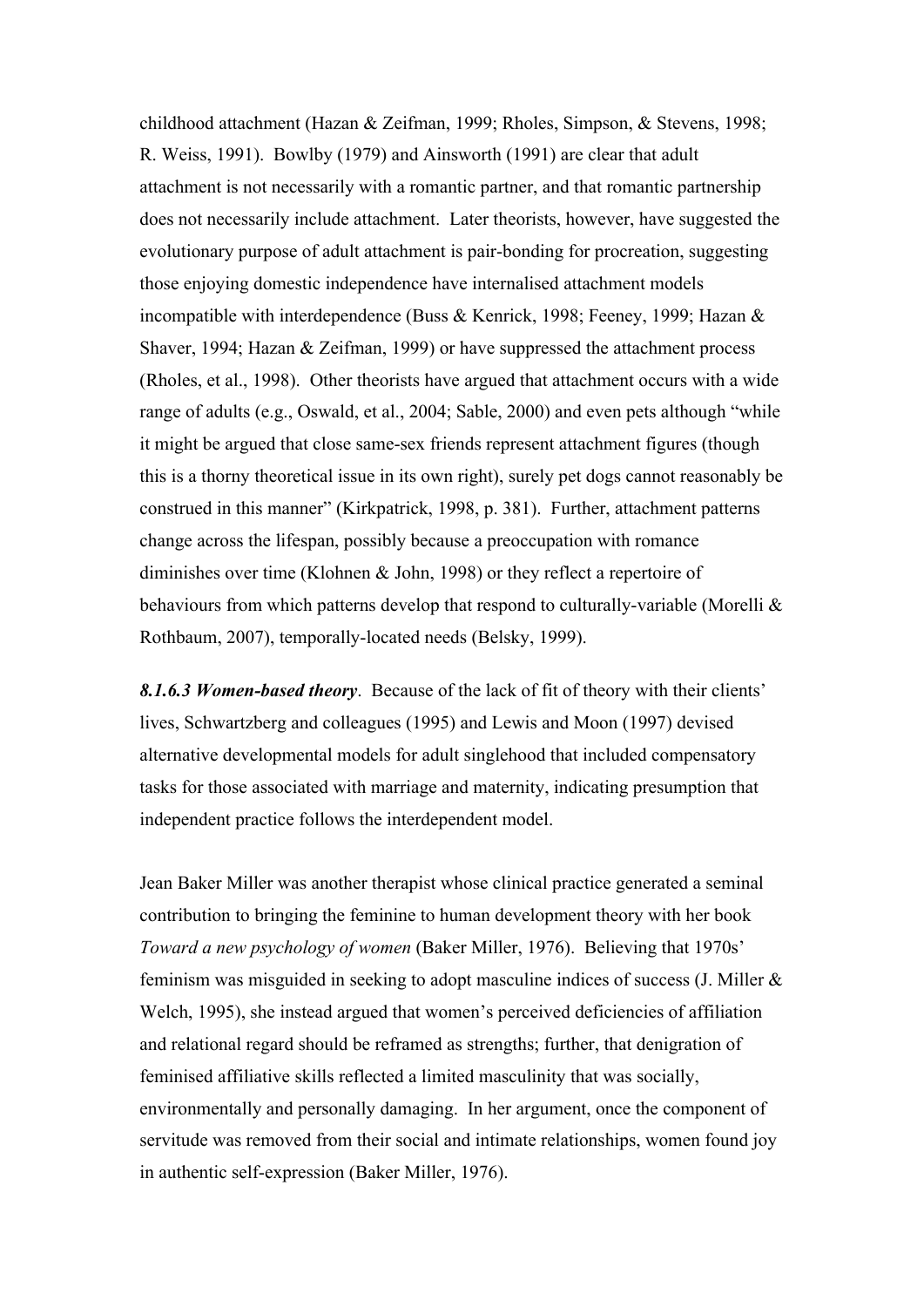childhood attachment (Hazan & Zeifman, 1999; Rholes, Simpson, & Stevens, 1998; R. Weiss, 1991). Bowlby (1979) and Ainsworth (1991) are clear that adult attachment is not necessarily with a romantic partner, and that romantic partnership does not necessarily include attachment. Later theorists, however, have suggested the evolutionary purpose of adult attachment is pair-bonding for procreation, suggesting those enjoying domestic independence have internalised attachment models incompatible with interdependence (Buss & Kenrick, 1998; Feeney, 1999; Hazan & Shaver, 1994; Hazan & Zeifman, 1999) or have suppressed the attachment process (Rholes, et al., 1998). Other theorists have argued that attachment occurs with a wide range of adults (e.g., Oswald, et al., 2004; Sable, 2000) and even pets although "while it might be argued that close same-sex friends represent attachment figures (though this is a thorny theoretical issue in its own right), surely pet dogs cannot reasonably be construed in this manner" (Kirkpatrick, 1998, p. 381). Further, attachment patterns change across the lifespan, possibly because a preoccupation with romance diminishes over time (Klohnen & John, 1998) or they reflect a repertoire of behaviours from which patterns develop that respond to culturally-variable (Morelli & Rothbaum, 2007), temporally-located needs (Belsky, 1999).

***8.1.6.3 Women-based theory***. Because of the lack of fit of theory with their clients' lives, Schwartzberg and colleagues (1995) and Lewis and Moon (1997) devised alternative developmental models for adult singlehood that included compensatory tasks for those associated with marriage and maternity, indicating presumption that independent practice follows the interdependent model.

Jean Baker Miller was another therapist whose clinical practice generated a seminal contribution to bringing the feminine to human development theory with her book *Toward a new psychology of women* (Baker Miller, 1976). Believing that 1970s' feminism was misguided in seeking to adopt masculine indices of success (J. Miller & Welch, 1995), she instead argued that women's perceived deficiencies of affiliation and relational regard should be reframed as strengths; further, that denigration of feminised affiliative skills reflected a limited masculinity that was socially, environmentally and personally damaging. In her argument, once the component of servitude was removed from their social and intimate relationships, women found joy in authentic self-expression (Baker Miller, 1976).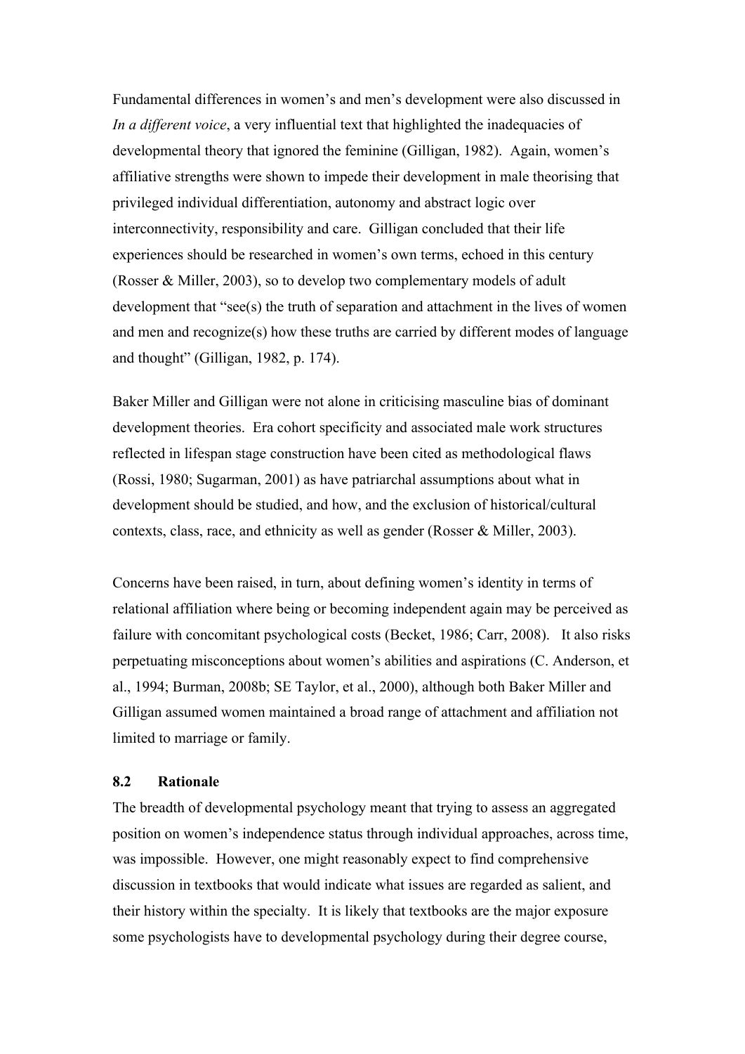Fundamental differences in women's and men's development were also discussed in *In a different voice*, a very influential text that highlighted the inadequacies of developmental theory that ignored the feminine (Gilligan, 1982). Again, women's affiliative strengths were shown to impede their development in male theorising that privileged individual differentiation, autonomy and abstract logic over interconnectivity, responsibility and care. Gilligan concluded that their life experiences should be researched in women's own terms, echoed in this century (Rosser & Miller, 2003), so to develop two complementary models of adult development that "see(s) the truth of separation and attachment in the lives of women and men and recognize(s) how these truths are carried by different modes of language and thought" (Gilligan, 1982, p. 174).

Baker Miller and Gilligan were not alone in criticising masculine bias of dominant development theories. Era cohort specificity and associated male work structures reflected in lifespan stage construction have been cited as methodological flaws (Rossi, 1980; Sugarman, 2001) as have patriarchal assumptions about what in development should be studied, and how, and the exclusion of historical/cultural contexts, class, race, and ethnicity as well as gender (Rosser & Miller, 2003).

Concerns have been raised, in turn, about defining women's identity in terms of relational affiliation where being or becoming independent again may be perceived as failure with concomitant psychological costs (Becket, 1986; Carr, 2008). It also risks perpetuating misconceptions about women's abilities and aspirations (C. Anderson, et al., 1994; Burman, 2008b; SE Taylor, et al., 2000), although both Baker Miller and Gilligan assumed women maintained a broad range of attachment and affiliation not limited to marriage or family.

### 8.2 Rationale

The breadth of developmental psychology meant that trying to assess an aggregated position on women's independence status through individual approaches, across time, was impossible. However, one might reasonably expect to find comprehensive discussion in textbooks that would indicate what issues are regarded as salient, and their history within the specialty. It is likely that textbooks are the major exposure some psychologists have to developmental psychology during their degree course,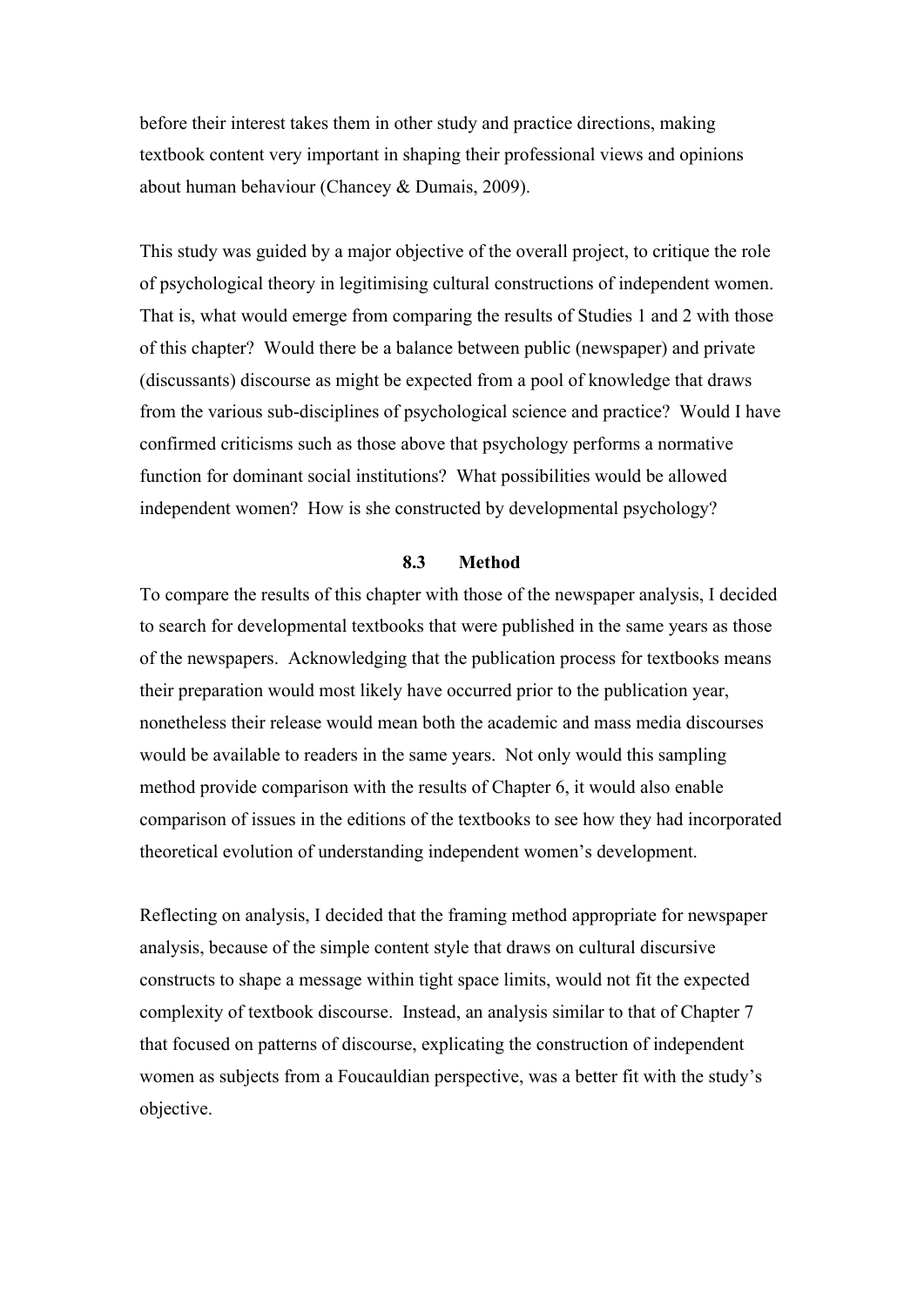before their interest takes them in other study and practice directions, making textbook content very important in shaping their professional views and opinions about human behaviour (Chancey & Dumais, 2009).

This study was guided by a major objective of the overall project, to critique the role of psychological theory in legitimising cultural constructions of independent women. That is, what would emerge from comparing the results of Studies 1 and 2 with those of this chapter? Would there be a balance between public (newspaper) and private (discussants) discourse as might be expected from a pool of knowledge that draws from the various sub-disciplines of psychological science and practice? Would I have confirmed criticisms such as those above that psychology performs a normative function for dominant social institutions? What possibilities would be allowed independent women? How is she constructed by developmental psychology?

## 8.3 Method

To compare the results of this chapter with those of the newspaper analysis, I decided to search for developmental textbooks that were published in the same years as those of the newspapers. Acknowledging that the publication process for textbooks means their preparation would most likely have occurred prior to the publication year, nonetheless their release would mean both the academic and mass media discourses would be available to readers in the same years. Not only would this sampling method provide comparison with the results of Chapter 6, it would also enable comparison of issues in the editions of the textbooks to see how they had incorporated theoretical evolution of understanding independent women's development.

Reflecting on analysis, I decided that the framing method appropriate for newspaper analysis, because of the simple content style that draws on cultural discursive constructs to shape a message within tight space limits, would not fit the expected complexity of textbook discourse. Instead, an analysis similar to that of Chapter 7 that focused on patterns of discourse, explicating the construction of independent women as subjects from a Foucauldian perspective, was a better fit with the study's objective.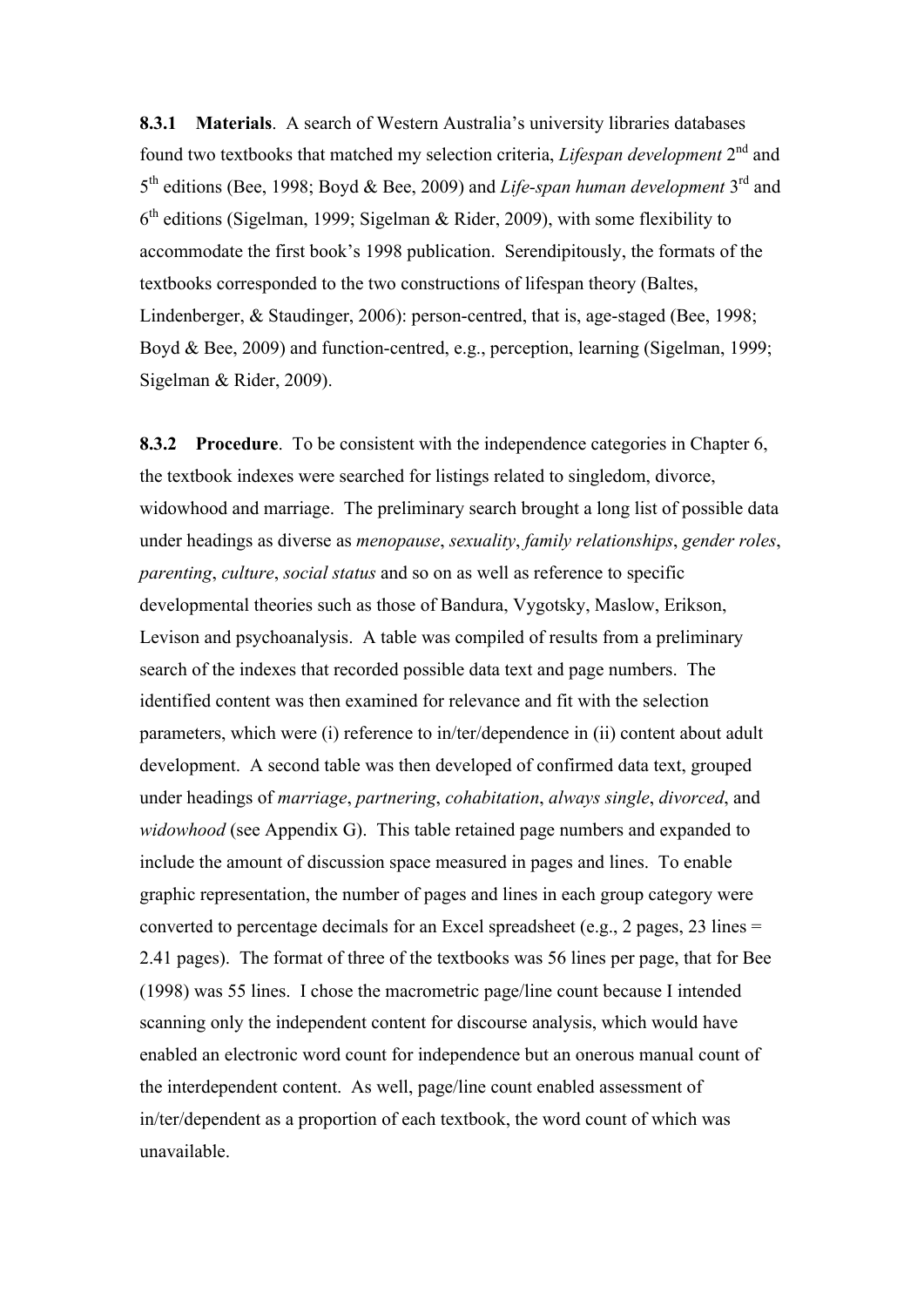**8.3.1 Materials**. A search of Western Australia's university libraries databases found two textbooks that matched my selection criteria, *Lifespan development* 2nd and 5th editions (Bee, 1998; Boyd & Bee, 2009) and *Life-span human development* 3rd and 6th editions (Sigelman, 1999; Sigelman & Rider, 2009), with some flexibility to accommodate the first book's 1998 publication. Serendipitously, the formats of the textbooks corresponded to the two constructions of lifespan theory (Baltes, Lindenberger, & Staudinger, 2006): person-centred, that is, age-staged (Bee, 1998; Boyd & Bee, 2009) and function-centred, e.g., perception, learning (Sigelman, 1999; Sigelman & Rider, 2009).

**8.3.2 Procedure**. To be consistent with the independence categories in Chapter 6, the textbook indexes were searched for listings related to singledom, divorce, widowhood and marriage. The preliminary search brought a long list of possible data under headings as diverse as *menopause*, *sexuality*, *family relationships*, *gender roles*, *parenting*, *culture*, *social status* and so on as well as reference to specific developmental theories such as those of Bandura, Vygotsky, Maslow, Erikson, Levison and psychoanalysis. A table was compiled of results from a preliminary search of the indexes that recorded possible data text and page numbers. The identified content was then examined for relevance and fit with the selection parameters, which were (i) reference to in/ter/dependence in (ii) content about adult development. A second table was then developed of confirmed data text, grouped under headings of *marriage*, *partnering*, *cohabitation*, *always single*, *divorced*, and *widowhood* (see Appendix G). This table retained page numbers and expanded to include the amount of discussion space measured in pages and lines. To enable graphic representation, the number of pages and lines in each group category were converted to percentage decimals for an Excel spreadsheet (e.g., 2 pages, 23 lines = 2.41 pages). The format of three of the textbooks was 56 lines per page, that for Bee (1998) was 55 lines. I chose the macrometric page/line count because I intended scanning only the independent content for discourse analysis, which would have enabled an electronic word count for independence but an onerous manual count of the interdependent content. As well, page/line count enabled assessment of in/ter/dependent as a proportion of each textbook, the word count of which was unavailable.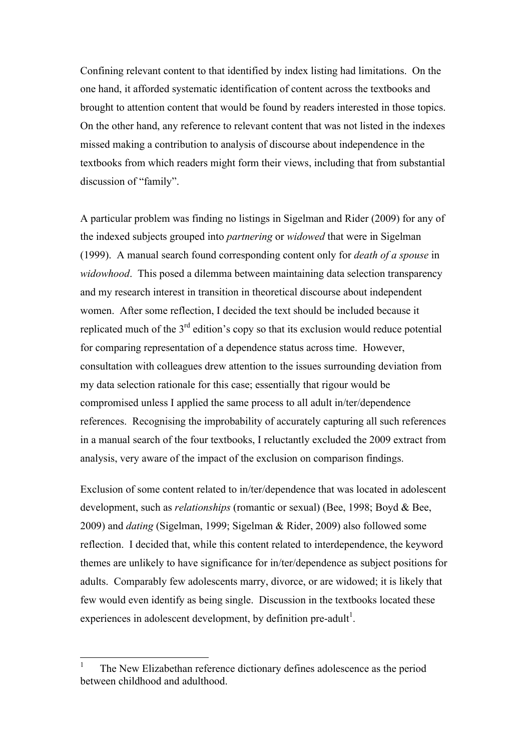Confining relevant content to that identified by index listing had limitations. On the one hand, it afforded systematic identification of content across the textbooks and brought to attention content that would be found by readers interested in those topics. On the other hand, any reference to relevant content that was not listed in the indexes missed making a contribution to analysis of discourse about independence in the textbooks from which readers might form their views, including that from substantial discussion of "family".

A particular problem was finding no listings in Sigelman and Rider (2009) for any of the indexed subjects grouped into *partnering* or *widowed* that were in Sigelman (1999). A manual search found corresponding content only for *death of a spouse* in *widowhood*. This posed a dilemma between maintaining data selection transparency and my research interest in transition in theoretical discourse about independent women. After some reflection, I decided the text should be included because it replicated much of the 3rd edition's copy so that its exclusion would reduce potential for comparing representation of a dependence status across time. However, consultation with colleagues drew attention to the issues surrounding deviation from my data selection rationale for this case; essentially that rigour would be compromised unless I applied the same process to all adult in/ter/dependence references. Recognising the improbability of accurately capturing all such references in a manual search of the four textbooks, I reluctantly excluded the 2009 extract from analysis, very aware of the impact of the exclusion on comparison findings.

Exclusion of some content related to in/ter/dependence that was located in adolescent development, such as *relationships* (romantic or sexual) (Bee, 1998; Boyd & Bee, 2009) and *dating* (Sigelman, 1999; Sigelman & Rider, 2009) also followed some reflection. I decided that, while this content related to interdependence, the keyword themes are unlikely to have significance for in/ter/dependence as subject positions for adults. Comparably few adolescents marry, divorce, or are widowed; it is likely that few would even identify as being single. Discussion in the textbooks located these experiences in adolescent development, by definition pre-adult[1].

[1] The New Elizabethan reference dictionary defines adolescence as the period between childhood and adulthood.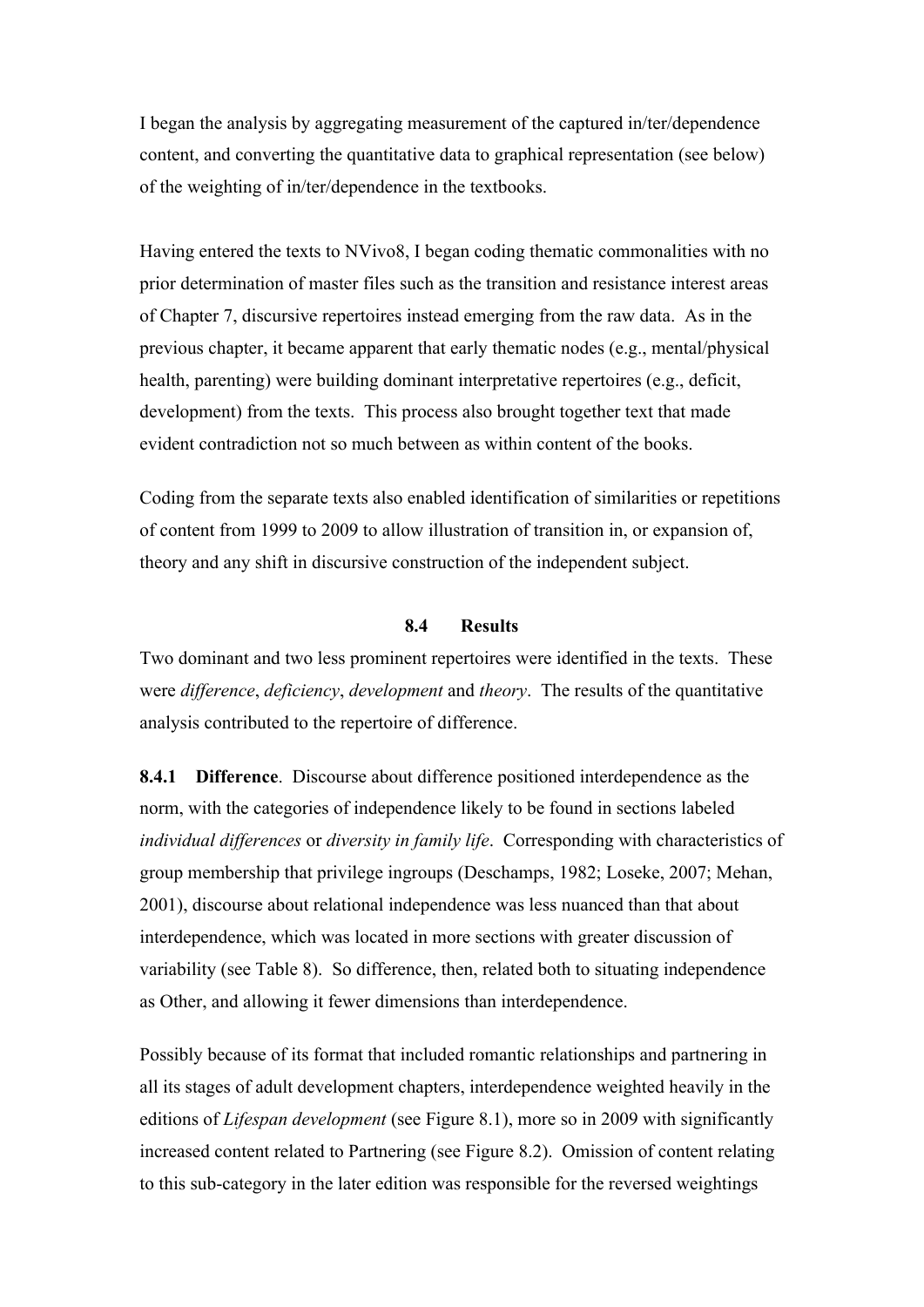I began the analysis by aggregating measurement of the captured in/ter/dependence content, and converting the quantitative data to graphical representation (see below) of the weighting of in/ter/dependence in the textbooks.

Having entered the texts to NVivo8, I began coding thematic commonalities with no prior determination of master files such as the transition and resistance interest areas of Chapter 7, discursive repertoires instead emerging from the raw data. As in the previous chapter, it became apparent that early thematic nodes (e.g., mental/physical health, parenting) were building dominant interpretative repertoires (e.g., deficit, development) from the texts. This process also brought together text that made evident contradiction not so much between as within content of the books.

Coding from the separate texts also enabled identification of similarities or repetitions of content from 1999 to 2009 to allow illustration of transition in, or expansion of, theory and any shift in discursive construction of the independent subject.

### 8.4 Results

Two dominant and two less prominent repertoires were identified in the texts. These were *difference*, *deficiency*, *development* and *theory*. The results of the quantitative analysis contributed to the repertoire of difference.

**8.4.1 Difference**. Discourse about difference positioned interdependence as the norm, with the categories of independence likely to be found in sections labeled *individual differences* or *diversity in family life*. Corresponding with characteristics of group membership that privilege ingroups (Deschamps, 1982; Loseke, 2007; Mehan, 2001), discourse about relational independence was less nuanced than that about interdependence, which was located in more sections with greater discussion of variability (see Table 8). So difference, then, related both to situating independence as Other, and allowing it fewer dimensions than interdependence.

Possibly because of its format that included romantic relationships and partnering in all its stages of adult development chapters, interdependence weighted heavily in the editions of *Lifespan development* (see Figure 8.1), more so in 2009 with significantly increased content related to Partnering (see Figure 8.2). Omission of content relating to this sub-category in the later edition was responsible for the reversed weightings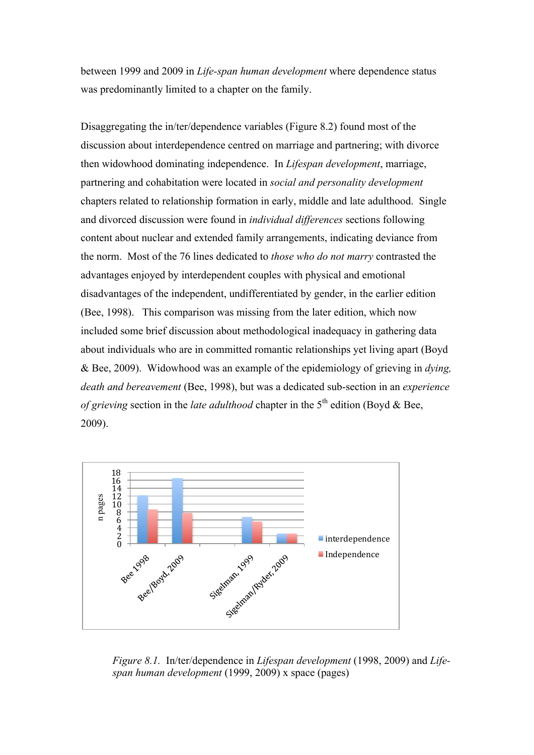between 1999 and 2009 in *Life-span human development* where dependence status was predominantly limited to a chapter on the family.

Disaggregating the in/ter/dependence variables (Figure 8.2) found most of the discussion about interdependence centred on marriage and partnering; with divorce then widowhood dominating independence. In *Lifespan development*, marriage, partnering and cohabitation were located in *social and personality development* chapters related to relationship formation in early, middle and late adulthood. Single and divorced discussion were found in *individual differences* sections following content about nuclear and extended family arrangements, indicating deviance from the norm. Most of the 76 lines dedicated to *those who do not marry* contrasted the advantages enjoyed by interdependent couples with physical and emotional disadvantages of the independent, undifferentiated by gender, in the earlier edition (Bee, 1998). This comparison was missing from the later edition, which now included some brief discussion about methodological inadequacy in gathering data about individuals who are in committed romantic relationships yet living apart (Boyd & Bee, 2009). Widowhood was an example of the epidemiology of grieving in *dying, death and bereavement* (Bee, 1998), but was a dedicated sub-section in an *experience of grieving* section in the *late adulthood* chapter in the 5th edition (Boyd & Bee, 2009).

*Figure 8.1.* In/ter/dependence in *Lifespan development* (1998, 2009) and *Life-span human development* (1999, 2009) x space (pages)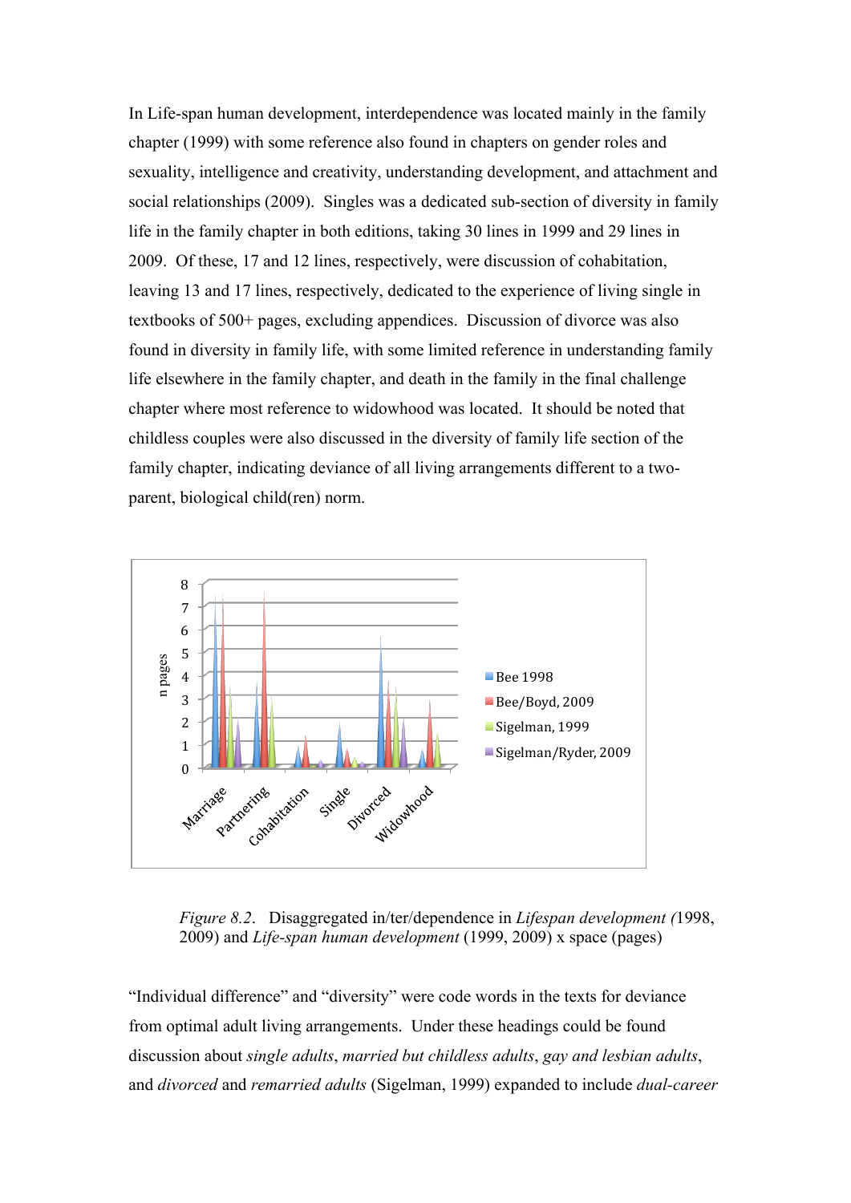In Life-span human development, interdependence was located mainly in the family chapter (1999) with some reference also found in chapters on gender roles and sexuality, intelligence and creativity, understanding development, and attachment and social relationships (2009). Singles was a dedicated sub-section of diversity in family life in the family chapter in both editions, taking 30 lines in 1999 and 29 lines in 2009. Of these, 17 and 12 lines, respectively, were discussion of cohabitation, leaving 13 and 17 lines, respectively, dedicated to the experience of living single in textbooks of 500+ pages, excluding appendices. Discussion of divorce was also found in diversity in family life, with some limited reference in understanding family life elsewhere in the family chapter, and death in the family in the final challenge chapter where most reference to widowhood was located. It should be noted that childless couples were also discussed in the diversity of family life section of the family chapter, indicating deviance of all living arrangements different to a two-parent, biological child(ren) norm.

*Figure 8.2*. Disaggregated in/ter/dependence in *Lifespan development (*1998, 2009) and *Life-span human development* (1999, 2009) x space (pages)

"Individual difference" and "diversity" were code words in the texts for deviance from optimal adult living arrangements. Under these headings could be found discussion about *single adults*, *married but childless adults*, *gay and lesbian adults*, and *divorced* and *remarried adults* (Sigelman, 1999) expanded to include *dual-career*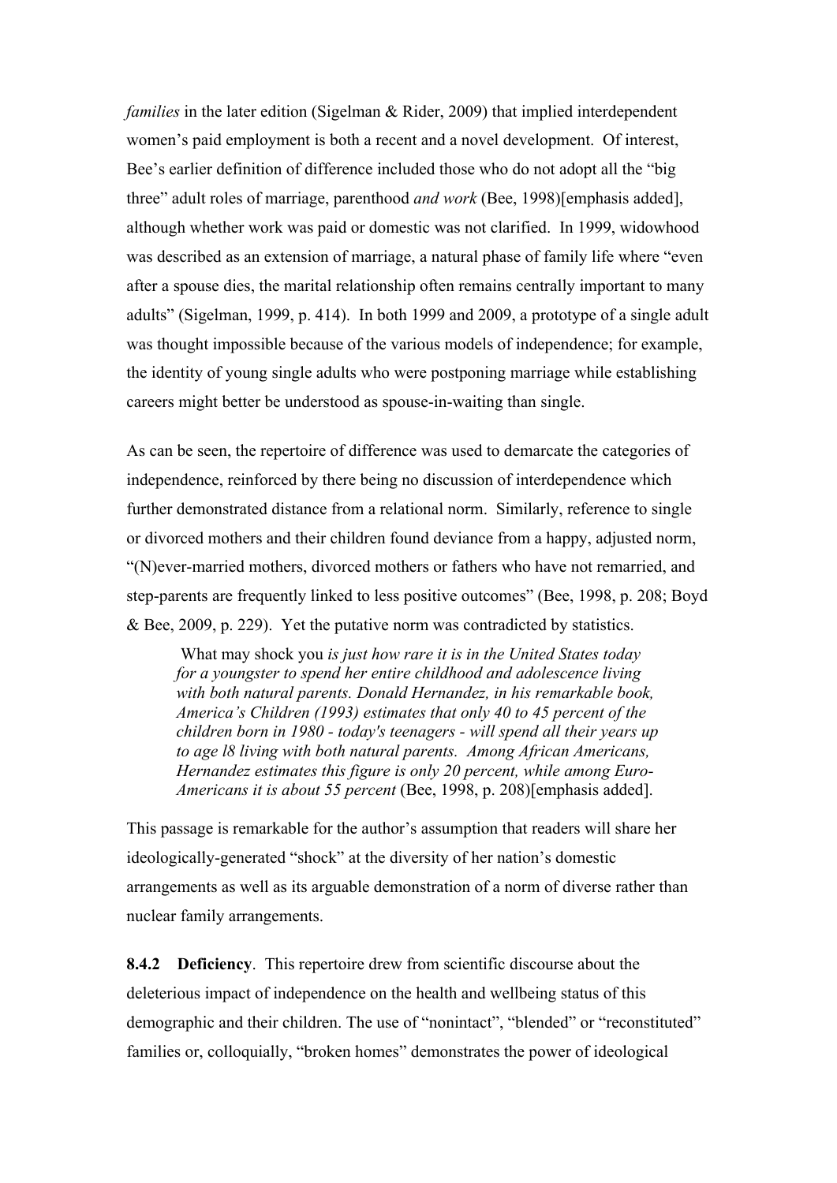*families* in the later edition (Sigelman & Rider, 2009) that implied interdependent women's paid employment is both a recent and a novel development. Of interest, Bee's earlier definition of difference included those who do not adopt all the "big three" adult roles of marriage, parenthood *and work* (Bee, 1998)[emphasis added], although whether work was paid or domestic was not clarified. In 1999, widowhood was described as an extension of marriage, a natural phase of family life where "even after a spouse dies, the marital relationship often remains centrally important to many adults" (Sigelman, 1999, p. 414). In both 1999 and 2009, a prototype of a single adult was thought impossible because of the various models of independence; for example, the identity of young single adults who were postponing marriage while establishing careers might better be understood as spouse-in-waiting than single.

As can be seen, the repertoire of difference was used to demarcate the categories of independence, reinforced by there being no discussion of interdependence which further demonstrated distance from a relational norm. Similarly, reference to single or divorced mothers and their children found deviance from a happy, adjusted norm, "(N)ever-married mothers, divorced mothers or fathers who have not remarried, and step-parents are frequently linked to less positive outcomes" (Bee, 1998, p. 208; Boyd & Bee, 2009, p. 229). Yet the putative norm was contradicted by statistics.

> What may shock you *is just how rare it is in the United States today for a youngster to spend her entire childhood and adolescence living with both natural parents. Donald Hernandez, in his remarkable book, America's Children (1993) estimates that only 40 to 45 percent of the children born in 1980 - today's teenagers - will spend all their years up to age l8 living with both natural parents. Among African Americans, Hernandez estimates this figure is only 20 percent, while among Euro-Americans it is about 55 percent* (Bee, 1998, p. 208)[emphasis added].

This passage is remarkable for the author's assumption that readers will share her ideologically-generated "shock" at the diversity of her nation's domestic arrangements as well as its arguable demonstration of a norm of diverse rather than nuclear family arrangements.

**8.4.2 Deficiency**. This repertoire drew from scientific discourse about the deleterious impact of independence on the health and wellbeing status of this demographic and their children. The use of "nonintact", "blended" or "reconstituted" families or, colloquially, "broken homes" demonstrates the power of ideological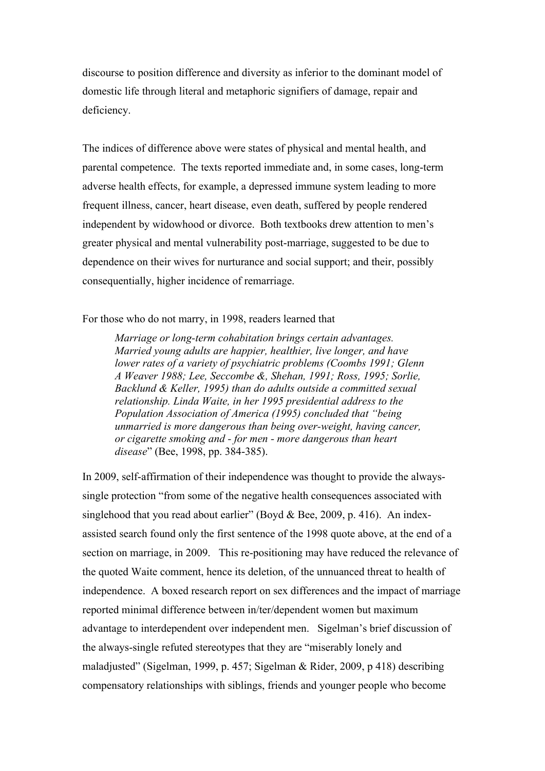discourse to position difference and diversity as inferior to the dominant model of domestic life through literal and metaphoric signifiers of damage, repair and deficiency.

The indices of difference above were states of physical and mental health, and parental competence. The texts reported immediate and, in some cases, long-term adverse health effects, for example, a depressed immune system leading to more frequent illness, cancer, heart disease, even death, suffered by people rendered independent by widowhood or divorce. Both textbooks drew attention to men's greater physical and mental vulnerability post-marriage, suggested to be due to dependence on their wives for nurturance and social support; and their, possibly consequentially, higher incidence of remarriage.

For those who do not marry, in 1998, readers learned that

> *Marriage or long-term cohabitation brings certain advantages. Married young adults are happier, healthier, live longer, and have lower rates of a variety of psychiatric problems (Coombs 1991; Glenn A Weaver 1988; Lee, Seccombe &, Shehan, 1991; Ross, 1995; Sorlie, Backlund & Keller, 1995) than do adults outside a committed sexual relationship. Linda Waite, in her 1995 presidential address to the Population Association of America (1995) concluded that "being unmarried is more dangerous than being over-weight, having cancer, or cigarette smoking and - for men - more dangerous than heart disease*" (Bee, 1998, pp. 384-385).

In 2009, self-affirmation of their independence was thought to provide the always-single protection "from some of the negative health consequences associated with singlehood that you read about earlier" (Boyd & Bee, 2009, p. 416). An index-assisted search found only the first sentence of the 1998 quote above, at the end of a section on marriage, in 2009. This re-positioning may have reduced the relevance of the quoted Waite comment, hence its deletion, of the unnuanced threat to health of independence. A boxed research report on sex differences and the impact of marriage reported minimal difference between in/ter/dependent women but maximum advantage to interdependent over independent men. Sigelman's brief discussion of the always-single refuted stereotypes that they are "miserably lonely and maladjusted" (Sigelman, 1999, p. 457; Sigelman & Rider, 2009, p 418) describing compensatory relationships with siblings, friends and younger people who become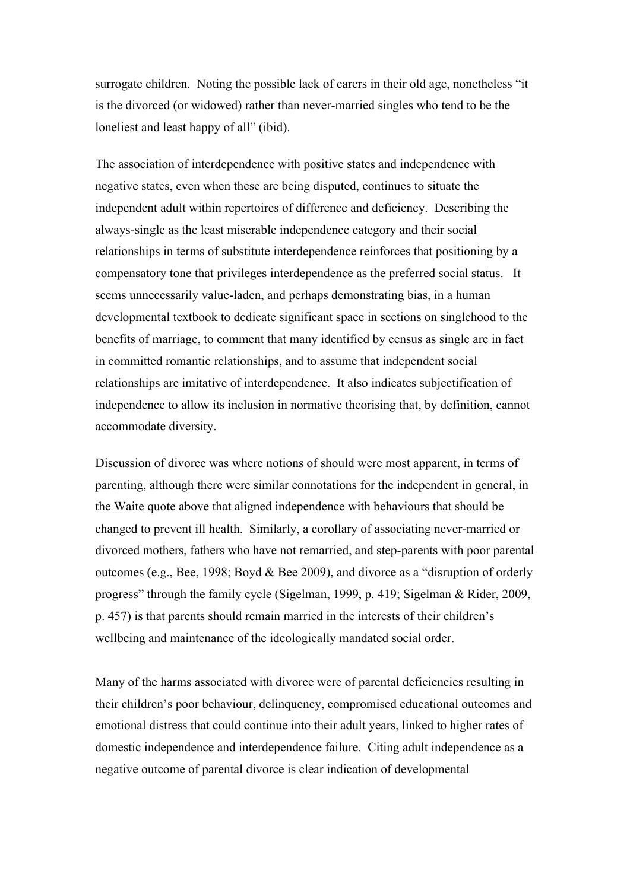surrogate children. Noting the possible lack of carers in their old age, nonetheless "it is the divorced (or widowed) rather than never-married singles who tend to be the loneliest and least happy of all" (ibid).

The association of interdependence with positive states and independence with negative states, even when these are being disputed, continues to situate the independent adult within repertoires of difference and deficiency. Describing the always-single as the least miserable independence category and their social relationships in terms of substitute interdependence reinforces that positioning by a compensatory tone that privileges interdependence as the preferred social status. It seems unnecessarily value-laden, and perhaps demonstrating bias, in a human developmental textbook to dedicate significant space in sections on singlehood to the benefits of marriage, to comment that many identified by census as single are in fact in committed romantic relationships, and to assume that independent social relationships are imitative of interdependence. It also indicates subjectification of independence to allow its inclusion in normative theorising that, by definition, cannot accommodate diversity.

Discussion of divorce was where notions of should were most apparent, in terms of parenting, although there were similar connotations for the independent in general, in the Waite quote above that aligned independence with behaviours that should be changed to prevent ill health. Similarly, a corollary of associating never-married or divorced mothers, fathers who have not remarried, and step-parents with poor parental outcomes (e.g., Bee, 1998; Boyd & Bee 2009), and divorce as a "disruption of orderly progress" through the family cycle (Sigelman, 1999, p. 419; Sigelman & Rider, 2009, p. 457) is that parents should remain married in the interests of their children's wellbeing and maintenance of the ideologically mandated social order.

Many of the harms associated with divorce were of parental deficiencies resulting in their children's poor behaviour, delinquency, compromised educational outcomes and emotional distress that could continue into their adult years, linked to higher rates of domestic independence and interdependence failure. Citing adult independence as a negative outcome of parental divorce is clear indication of developmental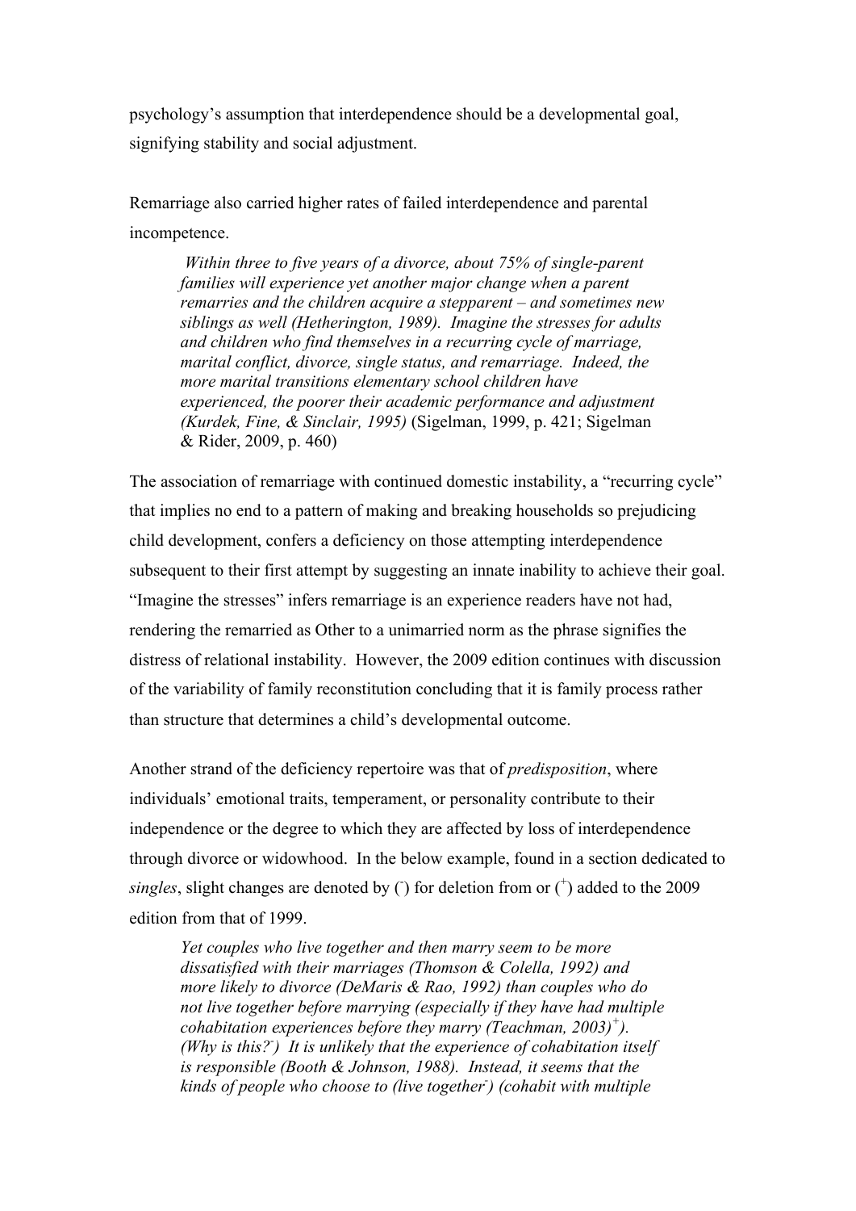psychology's assumption that interdependence should be a developmental goal, signifying stability and social adjustment.

Remarriage also carried higher rates of failed interdependence and parental incompetence.

> *Within three to five years of a divorce, about 75% of single-parent families will experience yet another major change when a parent remarries and the children acquire a stepparent – and sometimes new siblings as well (Hetherington, 1989). Imagine the stresses for adults and children who find themselves in a recurring cycle of marriage, marital conflict, divorce, single status, and remarriage. Indeed, the more marital transitions elementary school children have experienced, the poorer their academic performance and adjustment (Kurdek, Fine, & Sinclair, 1995)* (Sigelman, 1999, p. 421; Sigelman & Rider, 2009, p. 460)

The association of remarriage with continued domestic instability, a "recurring cycle" that implies no end to a pattern of making and breaking households so prejudicing child development, confers a deficiency on those attempting interdependence subsequent to their first attempt by suggesting an innate inability to achieve their goal. "Imagine the stresses" infers remarriage is an experience readers have not had, rendering the remarried as Other to a unimarried norm as the phrase signifies the distress of relational instability. However, the 2009 edition continues with discussion of the variability of family reconstitution concluding that it is family process rather than structure that determines a child's developmental outcome.

Another strand of the deficiency repertoire was that of *predisposition*, where individuals' emotional traits, temperament, or personality contribute to their independence or the degree to which they are affected by loss of interdependence through divorce or widowhood. In the below example, found in a section dedicated to *singles*, slight changes are denoted by ([-]) for deletion from or ([+]) added to the 2009 edition from that of 1999.

> *Yet couples who live together and then marry seem to be more dissatisfied with their marriages (Thomson & Colella, 1992) and more likely to divorce (DeMaris & Rao, 1992) than couples who do not live together before marrying (especially if they have had multiple cohabitation experiences before they marry (Teachman, 2003)[+]). (Why is this?[-]) It is unlikely that the experience of cohabitation itself is responsible (Booth & Johnson, 1988). Instead, it seems that the kinds of people who choose to (live together[-]) (cohabit with multiple*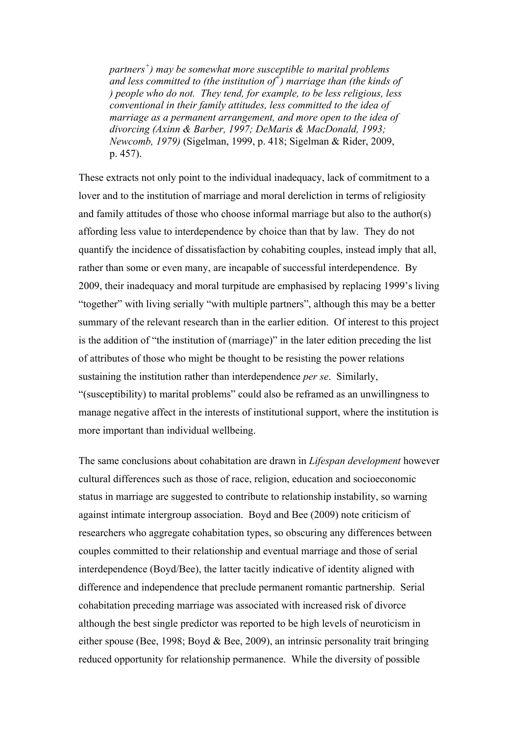> *partners[+]) may be somewhat more susceptible to marital problems and less committed to (the institution of[+]) marriage than (the kinds of ) people who do not. They tend, for example, to be less religious, less conventional in their family attitudes, less committed to the idea of marriage as a permanent arrangement, and more open to the idea of divorcing (Axinn & Barber, 1997; DeMaris & MacDonald, 1993; Newcomb, 1979)* (Sigelman, 1999, p. 418; Sigelman & Rider, 2009, p. 457).

These extracts not only point to the individual inadequacy, lack of commitment to a lover and to the institution of marriage and moral dereliction in terms of religiosity and family attitudes of those who choose informal marriage but also to the author(s) affording less value to interdependence by choice than that by law. They do not quantify the incidence of dissatisfaction by cohabiting couples, instead imply that all, rather than some or even many, are incapable of successful interdependence. By 2009, their inadequacy and moral turpitude are emphasised by replacing 1999's living "together" with living serially "with multiple partners", although this may be a better summary of the relevant research than in the earlier edition. Of interest to this project is the addition of "the institution of (marriage)" in the later edition preceding the list of attributes of those who might be thought to be resisting the power relations sustaining the institution rather than interdependence *per se*. Similarly, "(susceptibility) to marital problems" could also be reframed as an unwillingness to manage negative affect in the interests of institutional support, where the institution is more important than individual wellbeing.

The same conclusions about cohabitation are drawn in *Lifespan development* however cultural differences such as those of race, religion, education and socioeconomic status in marriage are suggested to contribute to relationship instability, so warning against intimate intergroup association. Boyd and Bee (2009) note criticism of researchers who aggregate cohabitation types, so obscuring any differences between couples committed to their relationship and eventual marriage and those of serial interdependence (Boyd/Bee), the latter tacitly indicative of identity aligned with difference and independence that preclude permanent romantic partnership. Serial cohabitation preceding marriage was associated with increased risk of divorce although the best single predictor was reported to be high levels of neuroticism in either spouse (Bee, 1998; Boyd & Bee, 2009), an intrinsic personality trait bringing reduced opportunity for relationship permanence. While the diversity of possible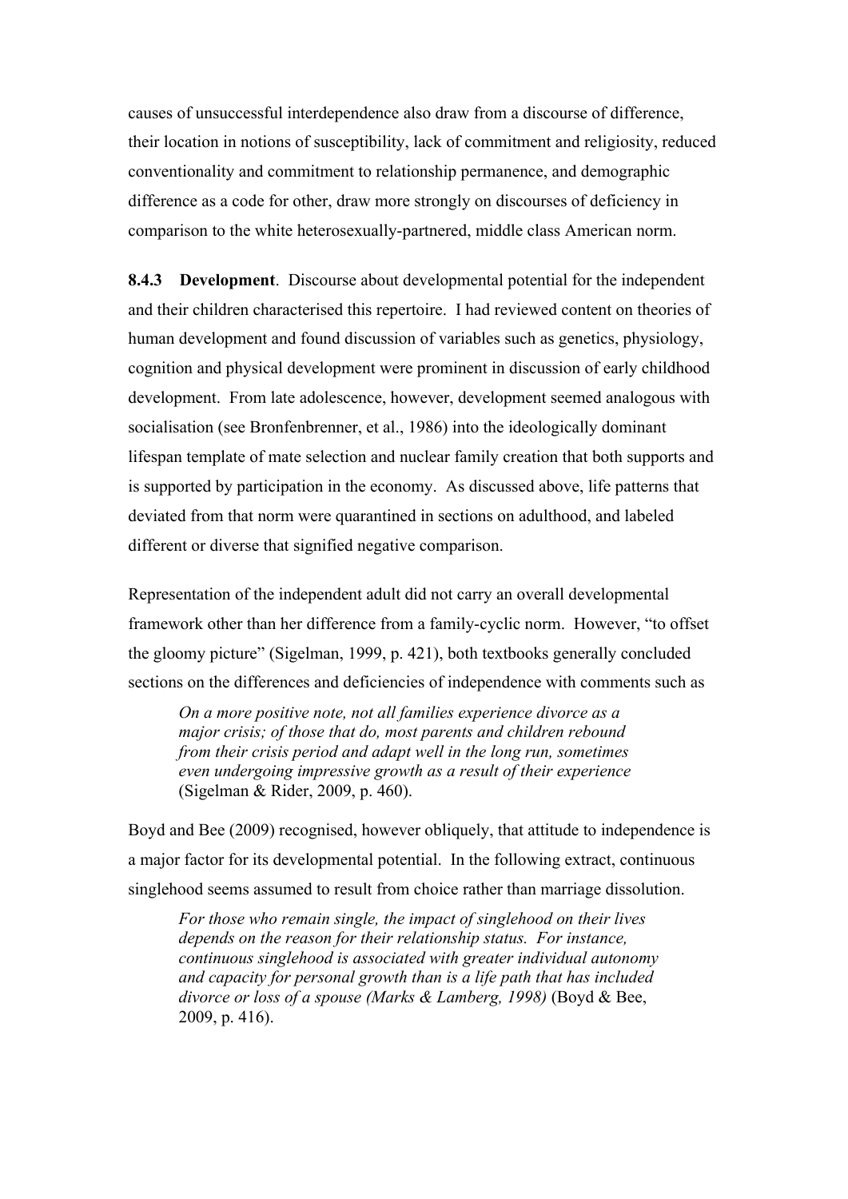causes of unsuccessful interdependence also draw from a discourse of difference, their location in notions of susceptibility, lack of commitment and religiosity, reduced conventionality and commitment to relationship permanence, and demographic difference as a code for other, draw more strongly on discourses of deficiency in comparison to the white heterosexually-partnered, middle class American norm.

**8.4.3 Development**. Discourse about developmental potential for the independent and their children characterised this repertoire. I had reviewed content on theories of human development and found discussion of variables such as genetics, physiology, cognition and physical development were prominent in discussion of early childhood development. From late adolescence, however, development seemed analogous with socialisation (see Bronfenbrenner, et al., 1986) into the ideologically dominant lifespan template of mate selection and nuclear family creation that both supports and is supported by participation in the economy. As discussed above, life patterns that deviated from that norm were quarantined in sections on adulthood, and labeled different or diverse that signified negative comparison.

Representation of the independent adult did not carry an overall developmental framework other than her difference from a family-cyclic norm. However, "to offset the gloomy picture" (Sigelman, 1999, p. 421), both textbooks generally concluded sections on the differences and deficiencies of independence with comments such as

> *On a more positive note, not all families experience divorce as a major crisis; of those that do, most parents and children rebound from their crisis period and adapt well in the long run, sometimes even undergoing impressive growth as a result of their experience* (Sigelman & Rider, 2009, p. 460).

Boyd and Bee (2009) recognised, however obliquely, that attitude to independence is a major factor for its developmental potential. In the following extract, continuous singlehood seems assumed to result from choice rather than marriage dissolution.

> *For those who remain single, the impact of singlehood on their lives depends on the reason for their relationship status. For instance, continuous singlehood is associated with greater individual autonomy and capacity for personal growth than is a life path that has included divorce or loss of a spouse (Marks & Lamberg, 1998)* (Boyd & Bee, 2009, p. 416).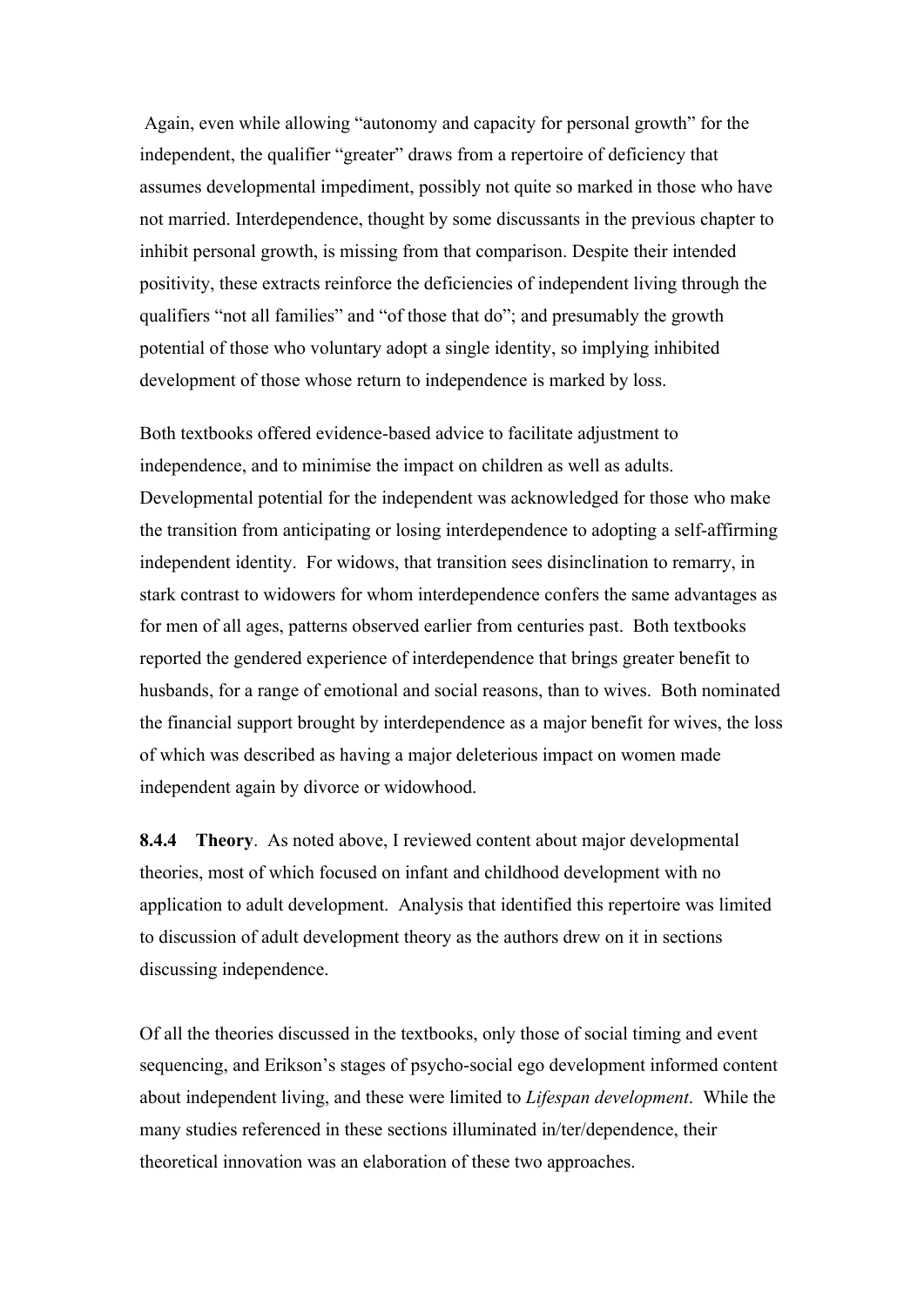Again, even while allowing "autonomy and capacity for personal growth" for the independent, the qualifier "greater" draws from a repertoire of deficiency that assumes developmental impediment, possibly not quite so marked in those who have not married. Interdependence, thought by some discussants in the previous chapter to inhibit personal growth, is missing from that comparison. Despite their intended positivity, these extracts reinforce the deficiencies of independent living through the qualifiers "not all families" and "of those that do"; and presumably the growth potential of those who voluntary adopt a single identity, so implying inhibited development of those whose return to independence is marked by loss.

Both textbooks offered evidence-based advice to facilitate adjustment to independence, and to minimise the impact on children as well as adults. Developmental potential for the independent was acknowledged for those who make the transition from anticipating or losing interdependence to adopting a self-affirming independent identity. For widows, that transition sees disinclination to remarry, in stark contrast to widowers for whom interdependence confers the same advantages as for men of all ages, patterns observed earlier from centuries past. Both textbooks reported the gendered experience of interdependence that brings greater benefit to husbands, for a range of emotional and social reasons, than to wives. Both nominated the financial support brought by interdependence as a major benefit for wives, the loss of which was described as having a major deleterious impact on women made independent again by divorce or widowhood.

**8.4.4 Theory**. As noted above, I reviewed content about major developmental theories, most of which focused on infant and childhood development with no application to adult development. Analysis that identified this repertoire was limited to discussion of adult development theory as the authors drew on it in sections discussing independence.

Of all the theories discussed in the textbooks, only those of social timing and event sequencing, and Erikson's stages of psycho-social ego development informed content about independent living, and these were limited to *Lifespan development*. While the many studies referenced in these sections illuminated in/ter/dependence, their theoretical innovation was an elaboration of these two approaches.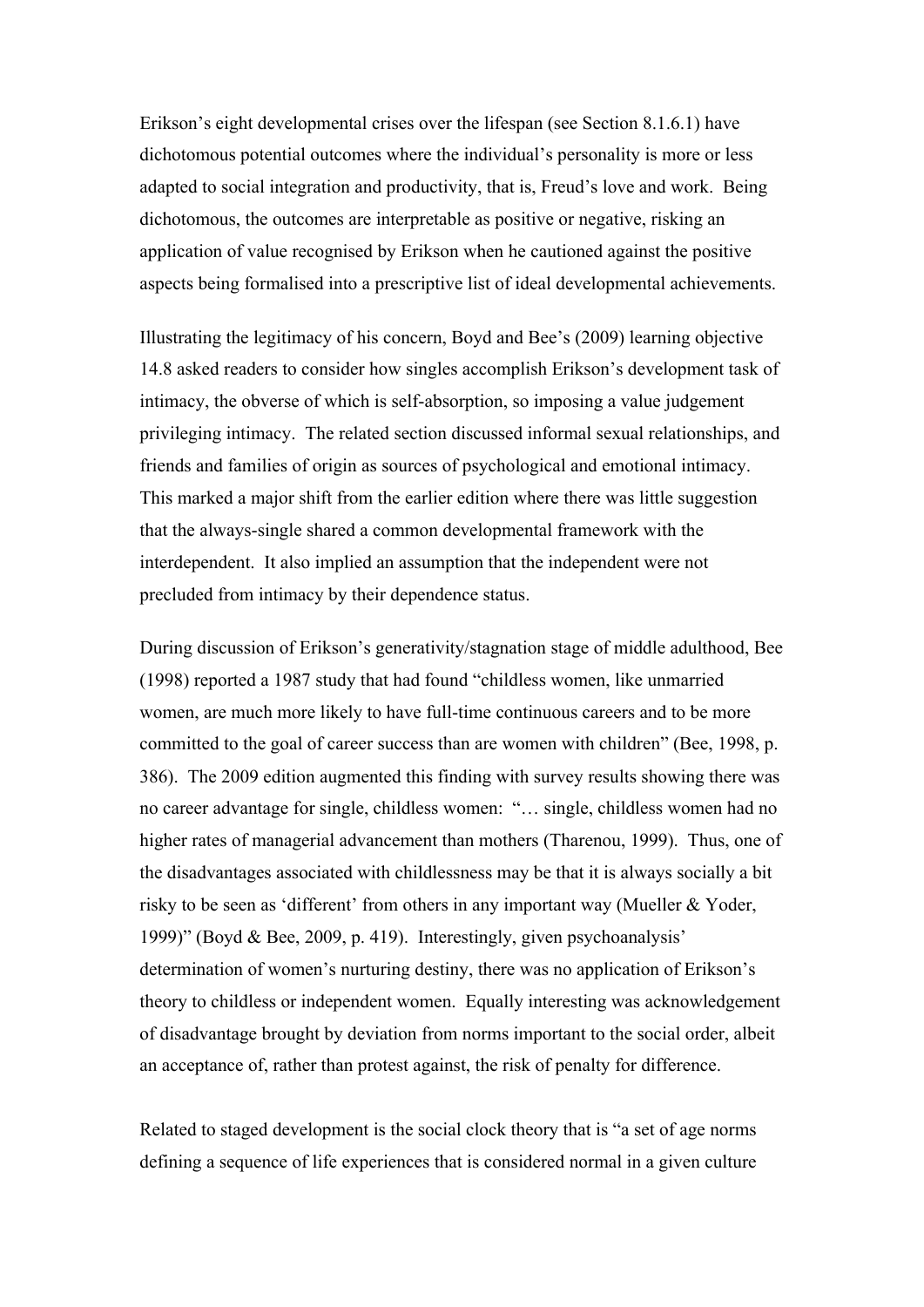Erikson's eight developmental crises over the lifespan (see Section 8.1.6.1) have dichotomous potential outcomes where the individual's personality is more or less adapted to social integration and productivity, that is, Freud's love and work. Being dichotomous, the outcomes are interpretable as positive or negative, risking an application of value recognised by Erikson when he cautioned against the positive aspects being formalised into a prescriptive list of ideal developmental achievements.

Illustrating the legitimacy of his concern, Boyd and Bee's (2009) learning objective 14.8 asked readers to consider how singles accomplish Erikson's development task of intimacy, the obverse of which is self-absorption, so imposing a value judgement privileging intimacy. The related section discussed informal sexual relationships, and friends and families of origin as sources of psychological and emotional intimacy. This marked a major shift from the earlier edition where there was little suggestion that the always-single shared a common developmental framework with the interdependent. It also implied an assumption that the independent were not precluded from intimacy by their dependence status.

During discussion of Erikson's generativity/stagnation stage of middle adulthood, Bee (1998) reported a 1987 study that had found "childless women, like unmarried women, are much more likely to have full-time continuous careers and to be more committed to the goal of career success than are women with children" (Bee, 1998, p. 386). The 2009 edition augmented this finding with survey results showing there was no career advantage for single, childless women: "… single, childless women had no higher rates of managerial advancement than mothers (Tharenou, 1999). Thus, one of the disadvantages associated with childlessness may be that it is always socially a bit risky to be seen as 'different' from others in any important way (Mueller & Yoder, 1999)" (Boyd & Bee, 2009, p. 419). Interestingly, given psychoanalysis' determination of women's nurturing destiny, there was no application of Erikson's theory to childless or independent women. Equally interesting was acknowledgement of disadvantage brought by deviation from norms important to the social order, albeit an acceptance of, rather than protest against, the risk of penalty for difference.

Related to staged development is the social clock theory that is "a set of age norms defining a sequence of life experiences that is considered normal in a given culture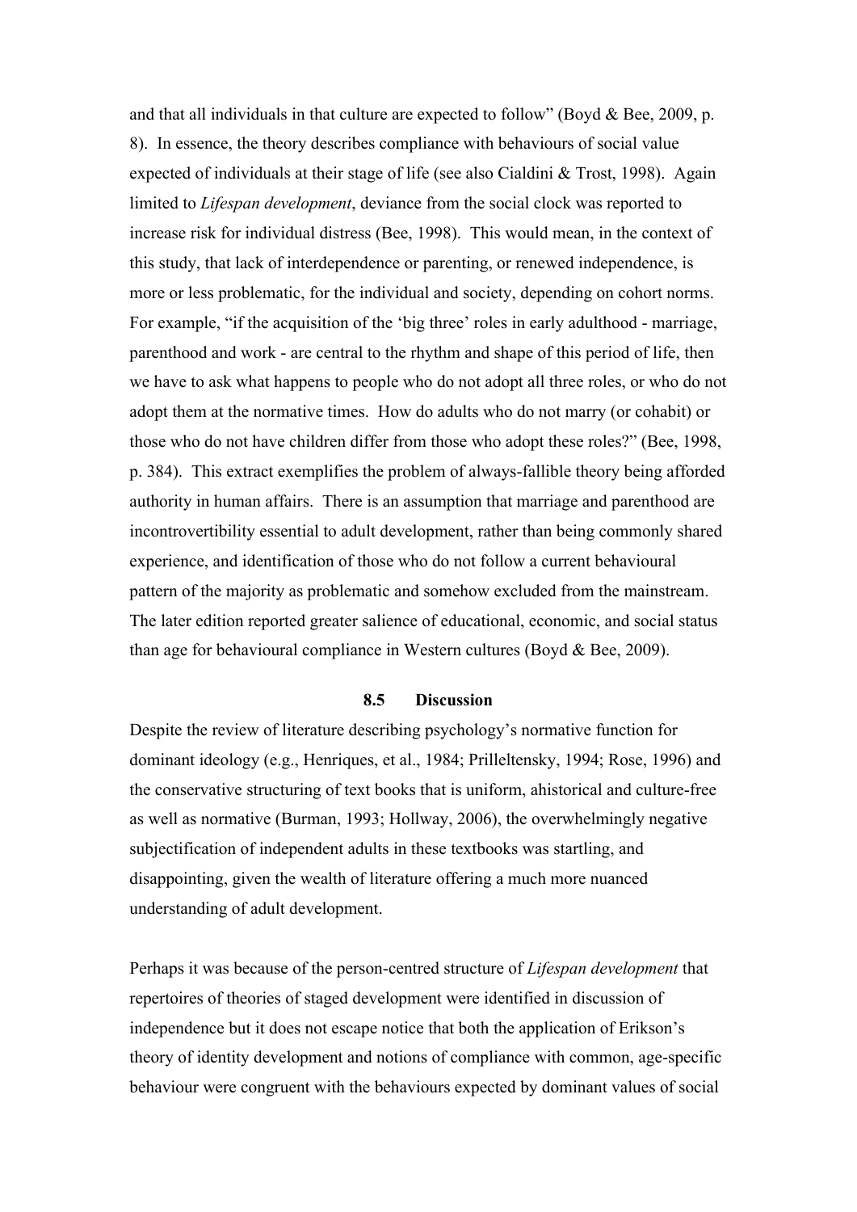and that all individuals in that culture are expected to follow" (Boyd & Bee, 2009, p. 8). In essence, the theory describes compliance with behaviours of social value expected of individuals at their stage of life (see also Cialdini & Trost, 1998). Again limited to *Lifespan development*, deviance from the social clock was reported to increase risk for individual distress (Bee, 1998). This would mean, in the context of this study, that lack of interdependence or parenting, or renewed independence, is more or less problematic, for the individual and society, depending on cohort norms. For example, "if the acquisition of the 'big three' roles in early adulthood - marriage, parenthood and work - are central to the rhythm and shape of this period of life, then we have to ask what happens to people who do not adopt all three roles, or who do not adopt them at the normative times. How do adults who do not marry (or cohabit) or those who do not have children differ from those who adopt these roles?" (Bee, 1998, p. 384). This extract exemplifies the problem of always-fallible theory being afforded authority in human affairs. There is an assumption that marriage and parenthood are incontrovertibility essential to adult development, rather than being commonly shared experience, and identification of those who do not follow a current behavioural pattern of the majority as problematic and somehow excluded from the mainstream. The later edition reported greater salience of educational, economic, and social status than age for behavioural compliance in Western cultures (Boyd & Bee, 2009).

## 8.5 Discussion

Despite the review of literature describing psychology's normative function for dominant ideology (e.g., Henriques, et al., 1984; Prilleltensky, 1994; Rose, 1996) and the conservative structuring of text books that is uniform, ahistorical and culture-free as well as normative (Burman, 1993; Hollway, 2006), the overwhelmingly negative subjectification of independent adults in these textbooks was startling, and disappointing, given the wealth of literature offering a much more nuanced understanding of adult development.

Perhaps it was because of the person-centred structure of *Lifespan development* that repertoires of theories of staged development were identified in discussion of independence but it does not escape notice that both the application of Erikson's theory of identity development and notions of compliance with common, age-specific behaviour were congruent with the behaviours expected by dominant values of social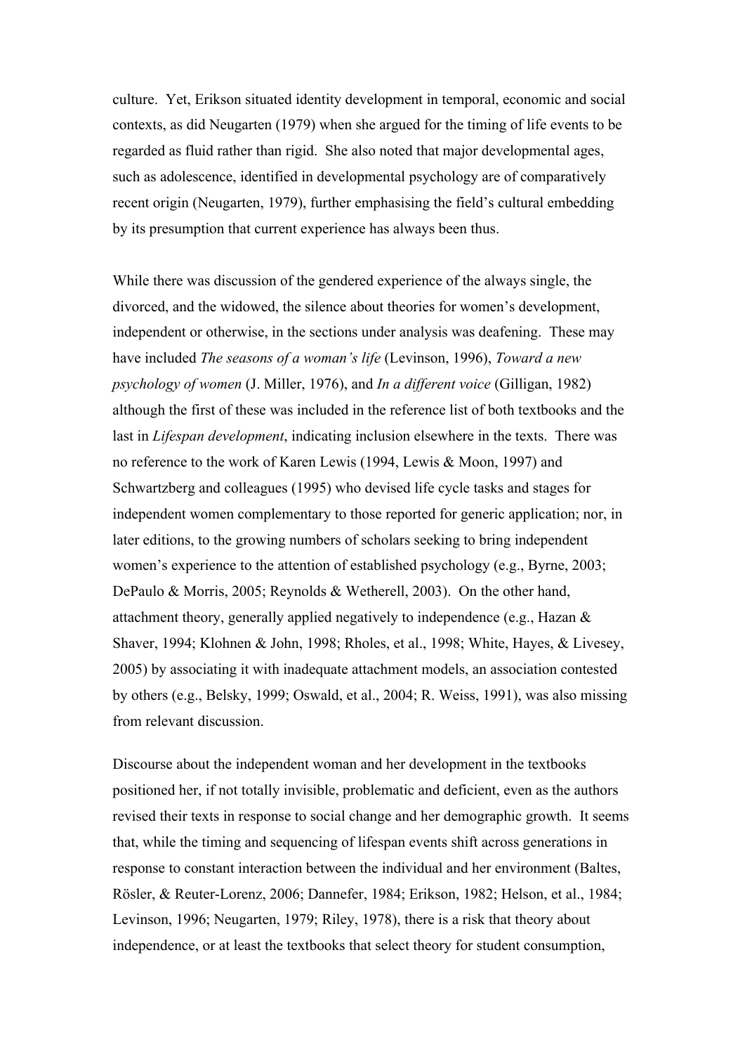culture. Yet, Erikson situated identity development in temporal, economic and social contexts, as did Neugarten (1979) when she argued for the timing of life events to be regarded as fluid rather than rigid. She also noted that major developmental ages, such as adolescence, identified in developmental psychology are of comparatively recent origin (Neugarten, 1979), further emphasising the field's cultural embedding by its presumption that current experience has always been thus.

While there was discussion of the gendered experience of the always single, the divorced, and the widowed, the silence about theories for women's development, independent or otherwise, in the sections under analysis was deafening. These may have included *The seasons of a woman's life* (Levinson, 1996), *Toward a new psychology of women* (J. Miller, 1976), and *In a different voice* (Gilligan, 1982) although the first of these was included in the reference list of both textbooks and the last in *Lifespan development*, indicating inclusion elsewhere in the texts. There was no reference to the work of Karen Lewis (1994, Lewis & Moon, 1997) and Schwartzberg and colleagues (1995) who devised life cycle tasks and stages for independent women complementary to those reported for generic application; nor, in later editions, to the growing numbers of scholars seeking to bring independent women's experience to the attention of established psychology (e.g., Byrne, 2003; DePaulo & Morris, 2005; Reynolds & Wetherell, 2003). On the other hand, attachment theory, generally applied negatively to independence (e.g., Hazan & Shaver, 1994; Klohnen & John, 1998; Rholes, et al., 1998; White, Hayes, & Livesey, 2005) by associating it with inadequate attachment models, an association contested by others (e.g., Belsky, 1999; Oswald, et al., 2004; R. Weiss, 1991), was also missing from relevant discussion.

Discourse about the independent woman and her development in the textbooks positioned her, if not totally invisible, problematic and deficient, even as the authors revised their texts in response to social change and her demographic growth. It seems that, while the timing and sequencing of lifespan events shift across generations in response to constant interaction between the individual and her environment (Baltes, Rösler, & Reuter-Lorenz, 2006; Dannefer, 1984; Erikson, 1982; Helson, et al., 1984; Levinson, 1996; Neugarten, 1979; Riley, 1978), there is a risk that theory about independence, or at least the textbooks that select theory for student consumption,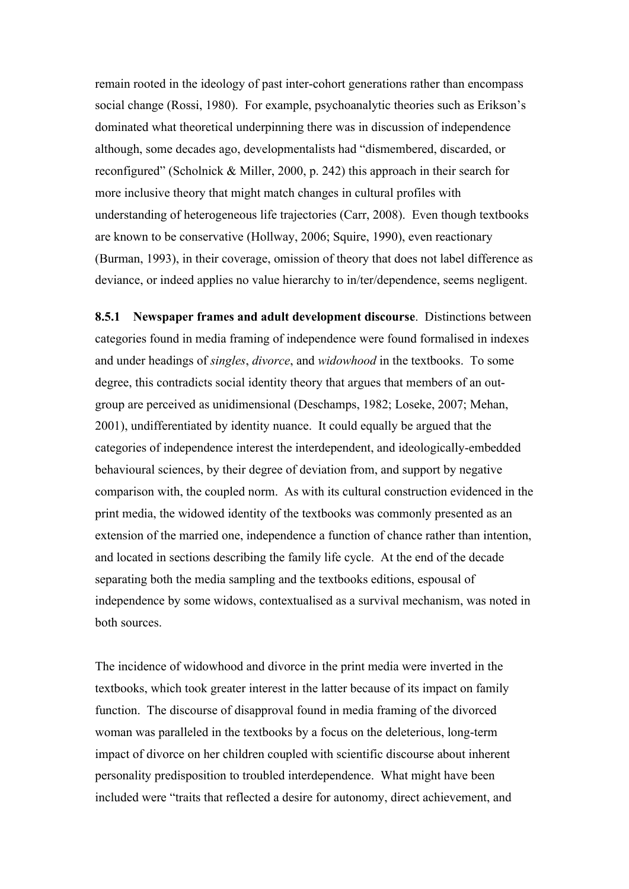remain rooted in the ideology of past inter-cohort generations rather than encompass social change (Rossi, 1980). For example, psychoanalytic theories such as Erikson's dominated what theoretical underpinning there was in discussion of independence although, some decades ago, developmentalists had "dismembered, discarded, or reconfigured" (Scholnick & Miller, 2000, p. 242) this approach in their search for more inclusive theory that might match changes in cultural profiles with understanding of heterogeneous life trajectories (Carr, 2008). Even though textbooks are known to be conservative (Hollway, 2006; Squire, 1990), even reactionary (Burman, 1993), in their coverage, omission of theory that does not label difference as deviance, or indeed applies no value hierarchy to in/ter/dependence, seems negligent.

**8.5.1 Newspaper frames and adult development discourse**. Distinctions between categories found in media framing of independence were found formalised in indexes and under headings of *singles*, *divorce*, and *widowhood* in the textbooks. To some degree, this contradicts social identity theory that argues that members of an out-group are perceived as unidimensional (Deschamps, 1982; Loseke, 2007; Mehan, 2001), undifferentiated by identity nuance. It could equally be argued that the categories of independence interest the interdependent, and ideologically-embedded behavioural sciences, by their degree of deviation from, and support by negative comparison with, the coupled norm. As with its cultural construction evidenced in the print media, the widowed identity of the textbooks was commonly presented as an extension of the married one, independence a function of chance rather than intention, and located in sections describing the family life cycle. At the end of the decade separating both the media sampling and the textbooks editions, espousal of independence by some widows, contextualised as a survival mechanism, was noted in both sources.

The incidence of widowhood and divorce in the print media were inverted in the textbooks, which took greater interest in the latter because of its impact on family function. The discourse of disapproval found in media framing of the divorced woman was paralleled in the textbooks by a focus on the deleterious, long-term impact of divorce on her children coupled with scientific discourse about inherent personality predisposition to troubled interdependence. What might have been included were "traits that reflected a desire for autonomy, direct achievement, and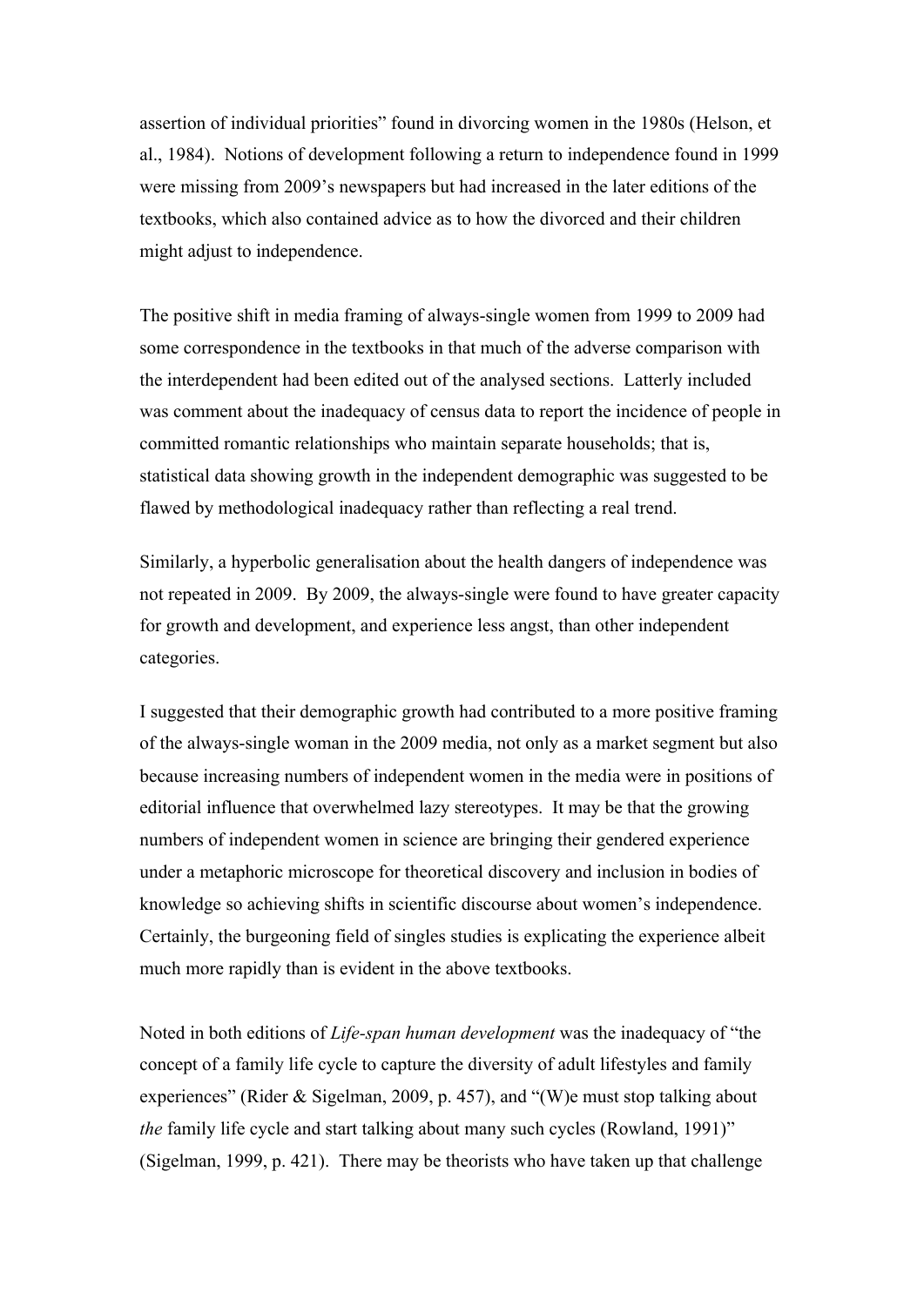assertion of individual priorities" found in divorcing women in the 1980s (Helson, et al., 1984). Notions of development following a return to independence found in 1999 were missing from 2009's newspapers but had increased in the later editions of the textbooks, which also contained advice as to how the divorced and their children might adjust to independence.

The positive shift in media framing of always-single women from 1999 to 2009 had some correspondence in the textbooks in that much of the adverse comparison with the interdependent had been edited out of the analysed sections. Latterly included was comment about the inadequacy of census data to report the incidence of people in committed romantic relationships who maintain separate households; that is, statistical data showing growth in the independent demographic was suggested to be flawed by methodological inadequacy rather than reflecting a real trend.

Similarly, a hyperbolic generalisation about the health dangers of independence was not repeated in 2009. By 2009, the always-single were found to have greater capacity for growth and development, and experience less angst, than other independent categories.

I suggested that their demographic growth had contributed to a more positive framing of the always-single woman in the 2009 media, not only as a market segment but also because increasing numbers of independent women in the media were in positions of editorial influence that overwhelmed lazy stereotypes. It may be that the growing numbers of independent women in science are bringing their gendered experience under a metaphoric microscope for theoretical discovery and inclusion in bodies of knowledge so achieving shifts in scientific discourse about women's independence. Certainly, the burgeoning field of singles studies is explicating the experience albeit much more rapidly than is evident in the above textbooks.

Noted in both editions of *Life-span human development* was the inadequacy of "the concept of a family life cycle to capture the diversity of adult lifestyles and family experiences" (Rider & Sigelman, 2009, p. 457), and "(W)e must stop talking about *the* family life cycle and start talking about many such cycles (Rowland, 1991)" (Sigelman, 1999, p. 421). There may be theorists who have taken up that challenge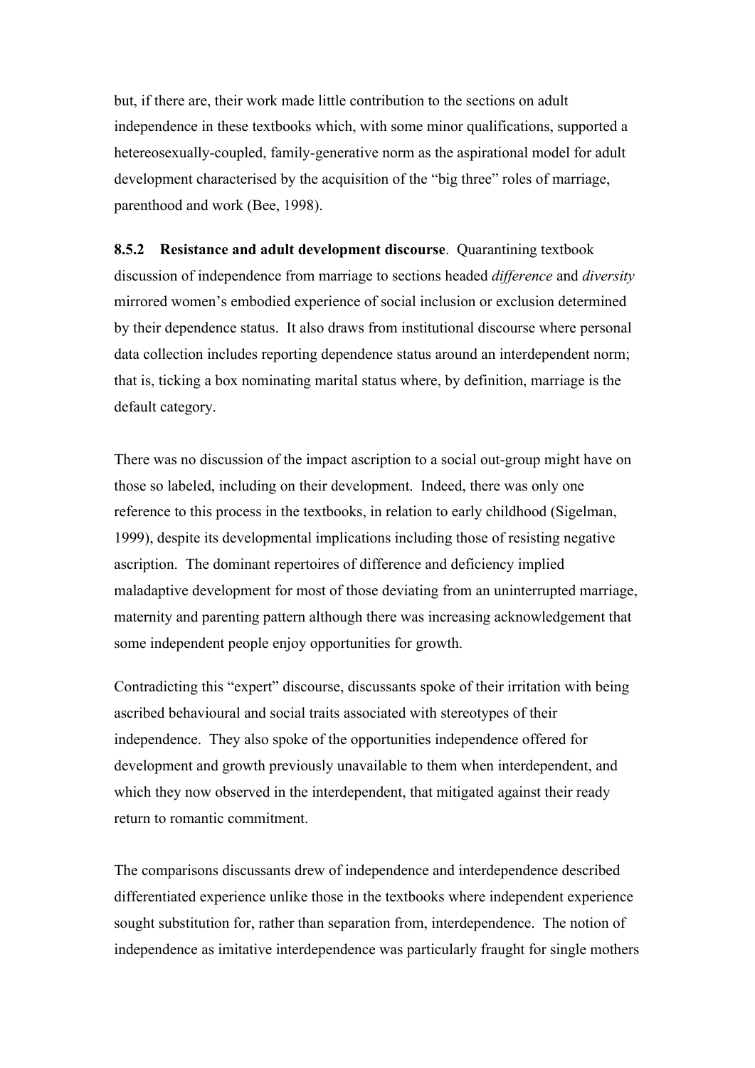but, if there are, their work made little contribution to the sections on adult independence in these textbooks which, with some minor qualifications, supported a hetereosexually-coupled, family-generative norm as the aspirational model for adult development characterised by the acquisition of the "big three" roles of marriage, parenthood and work (Bee, 1998).

**8.5.2 Resistance and adult development discourse**. Quarantining textbook discussion of independence from marriage to sections headed *difference* and *diversity* mirrored women's embodied experience of social inclusion or exclusion determined by their dependence status. It also draws from institutional discourse where personal data collection includes reporting dependence status around an interdependent norm; that is, ticking a box nominating marital status where, by definition, marriage is the default category.

There was no discussion of the impact ascription to a social out-group might have on those so labeled, including on their development. Indeed, there was only one reference to this process in the textbooks, in relation to early childhood (Sigelman, 1999), despite its developmental implications including those of resisting negative ascription. The dominant repertoires of difference and deficiency implied maladaptive development for most of those deviating from an uninterrupted marriage, maternity and parenting pattern although there was increasing acknowledgement that some independent people enjoy opportunities for growth.

Contradicting this "expert" discourse, discussants spoke of their irritation with being ascribed behavioural and social traits associated with stereotypes of their independence. They also spoke of the opportunities independence offered for development and growth previously unavailable to them when interdependent, and which they now observed in the interdependent, that mitigated against their ready return to romantic commitment.

The comparisons discussants drew of independence and interdependence described differentiated experience unlike those in the textbooks where independent experience sought substitution for, rather than separation from, interdependence. The notion of independence as imitative interdependence was particularly fraught for single mothers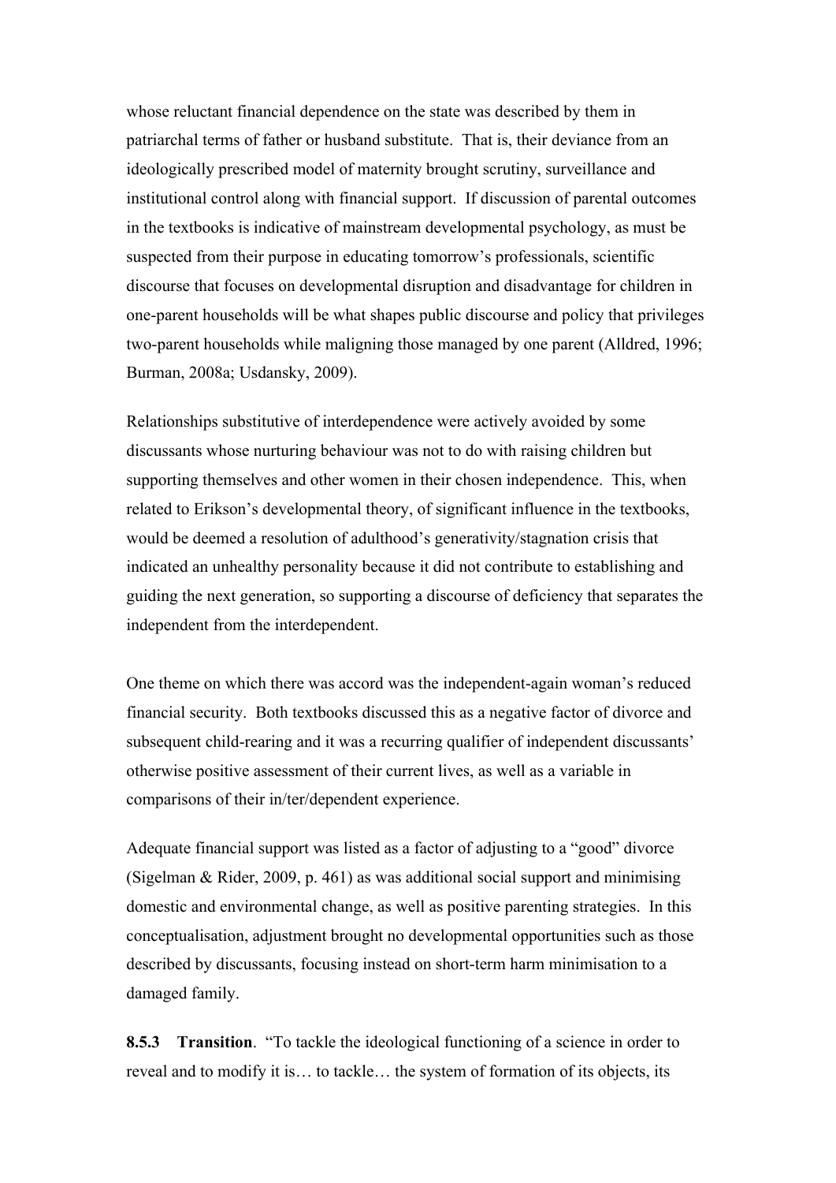whose reluctant financial dependence on the state was described by them in patriarchal terms of father or husband substitute. That is, their deviance from an ideologically prescribed model of maternity brought scrutiny, surveillance and institutional control along with financial support. If discussion of parental outcomes in the textbooks is indicative of mainstream developmental psychology, as must be suspected from their purpose in educating tomorrow's professionals, scientific discourse that focuses on developmental disruption and disadvantage for children in one-parent households will be what shapes public discourse and policy that privileges two-parent households while maligning those managed by one parent (Alldred, 1996; Burman, 2008a; Usdansky, 2009).

Relationships substitutive of interdependence were actively avoided by some discussants whose nurturing behaviour was not to do with raising children but supporting themselves and other women in their chosen independence. This, when related to Erikson's developmental theory, of significant influence in the textbooks, would be deemed a resolution of adulthood's generativity/stagnation crisis that indicated an unhealthy personality because it did not contribute to establishing and guiding the next generation, so supporting a discourse of deficiency that separates the independent from the interdependent.

One theme on which there was accord was the independent-again woman's reduced financial security. Both textbooks discussed this as a negative factor of divorce and subsequent child-rearing and it was a recurring qualifier of independent discussants' otherwise positive assessment of their current lives, as well as a variable in comparisons of their in/ter/dependent experience.

Adequate financial support was listed as a factor of adjusting to a "good" divorce (Sigelman & Rider, 2009, p. 461) as was additional social support and minimising domestic and environmental change, as well as positive parenting strategies. In this conceptualisation, adjustment brought no developmental opportunities such as those described by discussants, focusing instead on short-term harm minimisation to a damaged family.

**8.5.3 Transition**. "To tackle the ideological functioning of a science in order to reveal and to modify it is… to tackle… the system of formation of its objects, its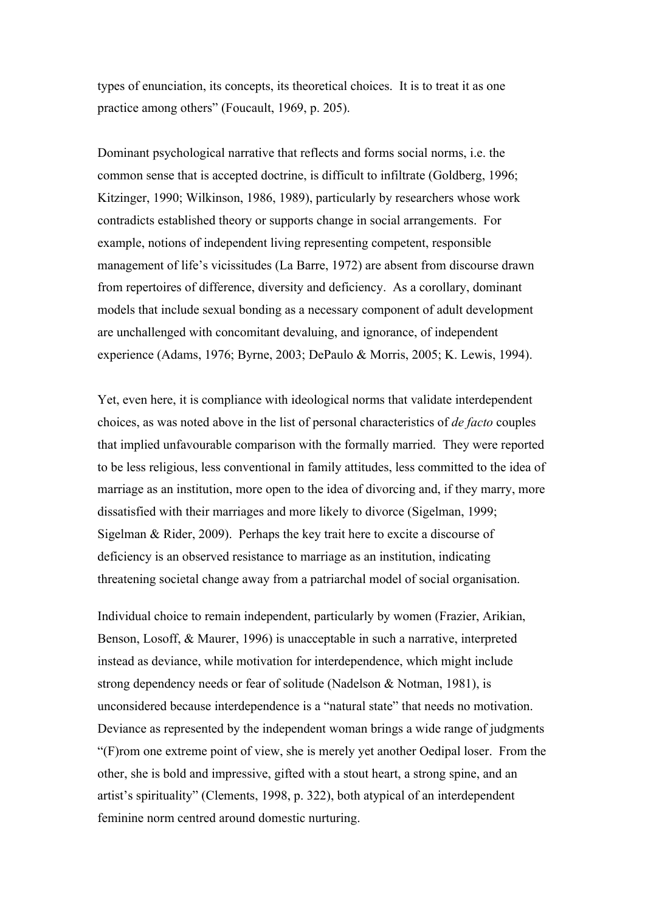types of enunciation, its concepts, its theoretical choices. It is to treat it as one practice among others" (Foucault, 1969, p. 205).

Dominant psychological narrative that reflects and forms social norms, i.e. the common sense that is accepted doctrine, is difficult to infiltrate (Goldberg, 1996; Kitzinger, 1990; Wilkinson, 1986, 1989), particularly by researchers whose work contradicts established theory or supports change in social arrangements. For example, notions of independent living representing competent, responsible management of life's vicissitudes (La Barre, 1972) are absent from discourse drawn from repertoires of difference, diversity and deficiency. As a corollary, dominant models that include sexual bonding as a necessary component of adult development are unchallenged with concomitant devaluing, and ignorance, of independent experience (Adams, 1976; Byrne, 2003; DePaulo & Morris, 2005; K. Lewis, 1994).

Yet, even here, it is compliance with ideological norms that validate interdependent choices, as was noted above in the list of personal characteristics of *de facto* couples that implied unfavourable comparison with the formally married. They were reported to be less religious, less conventional in family attitudes, less committed to the idea of marriage as an institution, more open to the idea of divorcing and, if they marry, more dissatisfied with their marriages and more likely to divorce (Sigelman, 1999; Sigelman & Rider, 2009). Perhaps the key trait here to excite a discourse of deficiency is an observed resistance to marriage as an institution, indicating threatening societal change away from a patriarchal model of social organisation.

Individual choice to remain independent, particularly by women (Frazier, Arikian, Benson, Losoff, & Maurer, 1996) is unacceptable in such a narrative, interpreted instead as deviance, while motivation for interdependence, which might include strong dependency needs or fear of solitude (Nadelson & Notman, 1981), is unconsidered because interdependence is a "natural state" that needs no motivation. Deviance as represented by the independent woman brings a wide range of judgments "(F)rom one extreme point of view, she is merely yet another Oedipal loser. From the other, she is bold and impressive, gifted with a stout heart, a strong spine, and an artist's spirituality" (Clements, 1998, p. 322), both atypical of an interdependent feminine norm centred around domestic nurturing.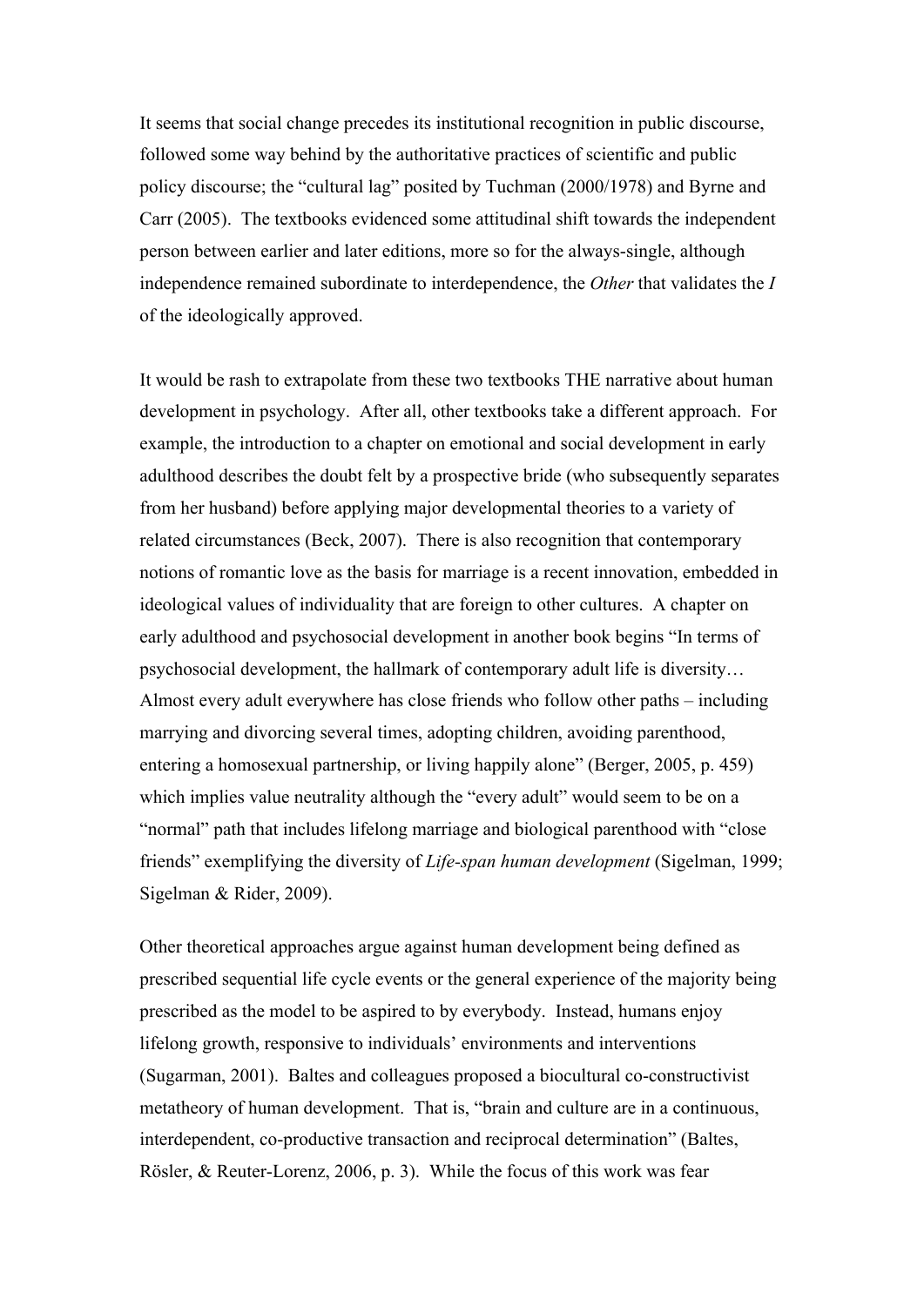It seems that social change precedes its institutional recognition in public discourse, followed some way behind by the authoritative practices of scientific and public policy discourse; the "cultural lag" posited by Tuchman (2000/1978) and Byrne and Carr (2005). The textbooks evidenced some attitudinal shift towards the independent person between earlier and later editions, more so for the always-single, although independence remained subordinate to interdependence, the *Other* that validates the *I* of the ideologically approved.

It would be rash to extrapolate from these two textbooks THE narrative about human development in psychology. After all, other textbooks take a different approach. For example, the introduction to a chapter on emotional and social development in early adulthood describes the doubt felt by a prospective bride (who subsequently separates from her husband) before applying major developmental theories to a variety of related circumstances (Beck, 2007). There is also recognition that contemporary notions of romantic love as the basis for marriage is a recent innovation, embedded in ideological values of individuality that are foreign to other cultures. A chapter on early adulthood and psychosocial development in another book begins "In terms of psychosocial development, the hallmark of contemporary adult life is diversity… Almost every adult everywhere has close friends who follow other paths – including marrying and divorcing several times, adopting children, avoiding parenthood, entering a homosexual partnership, or living happily alone" (Berger, 2005, p. 459) which implies value neutrality although the "every adult" would seem to be on a "normal" path that includes lifelong marriage and biological parenthood with "close friends" exemplifying the diversity of *Life-span human development* (Sigelman, 1999; Sigelman & Rider, 2009).

Other theoretical approaches argue against human development being defined as prescribed sequential life cycle events or the general experience of the majority being prescribed as the model to be aspired to by everybody. Instead, humans enjoy lifelong growth, responsive to individuals' environments and interventions (Sugarman, 2001). Baltes and colleagues proposed a biocultural co-constructivist metatheory of human development. That is, "brain and culture are in a continuous, interdependent, co-productive transaction and reciprocal determination" (Baltes, Rösler, & Reuter-Lorenz, 2006, p. 3). While the focus of this work was fear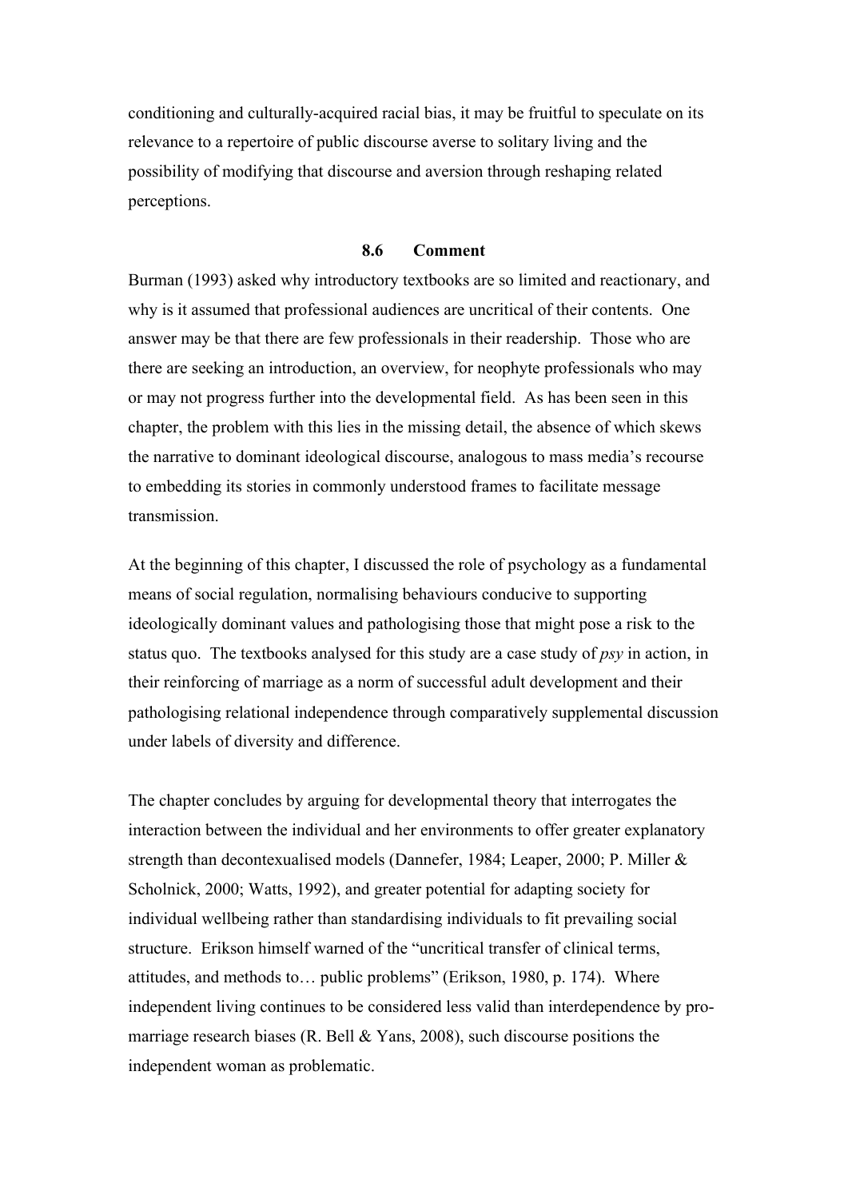conditioning and culturally-acquired racial bias, it may be fruitful to speculate on its relevance to a repertoire of public discourse averse to solitary living and the possibility of modifying that discourse and aversion through reshaping related perceptions.

### 8.6 Comment

Burman (1993) asked why introductory textbooks are so limited and reactionary, and why is it assumed that professional audiences are uncritical of their contents. One answer may be that there are few professionals in their readership. Those who are there are seeking an introduction, an overview, for neophyte professionals who may or may not progress further into the developmental field. As has been seen in this chapter, the problem with this lies in the missing detail, the absence of which skews the narrative to dominant ideological discourse, analogous to mass media's recourse to embedding its stories in commonly understood frames to facilitate message transmission.

At the beginning of this chapter, I discussed the role of psychology as a fundamental means of social regulation, normalising behaviours conducive to supporting ideologically dominant values and pathologising those that might pose a risk to the status quo. The textbooks analysed for this study are a case study of *psy* in action, in their reinforcing of marriage as a norm of successful adult development and their pathologising relational independence through comparatively supplemental discussion under labels of diversity and difference.

The chapter concludes by arguing for developmental theory that interrogates the interaction between the individual and her environments to offer greater explanatory strength than decontexualised models (Dannefer, 1984; Leaper, 2000; P. Miller & Scholnick, 2000; Watts, 1992), and greater potential for adapting society for individual wellbeing rather than standardising individuals to fit prevailing social structure. Erikson himself warned of the "uncritical transfer of clinical terms, attitudes, and methods to… public problems" (Erikson, 1980, p. 174). Where independent living continues to be considered less valid than interdependence by pro-marriage research biases (R. Bell & Yans, 2008), such discourse positions the independent woman as problematic.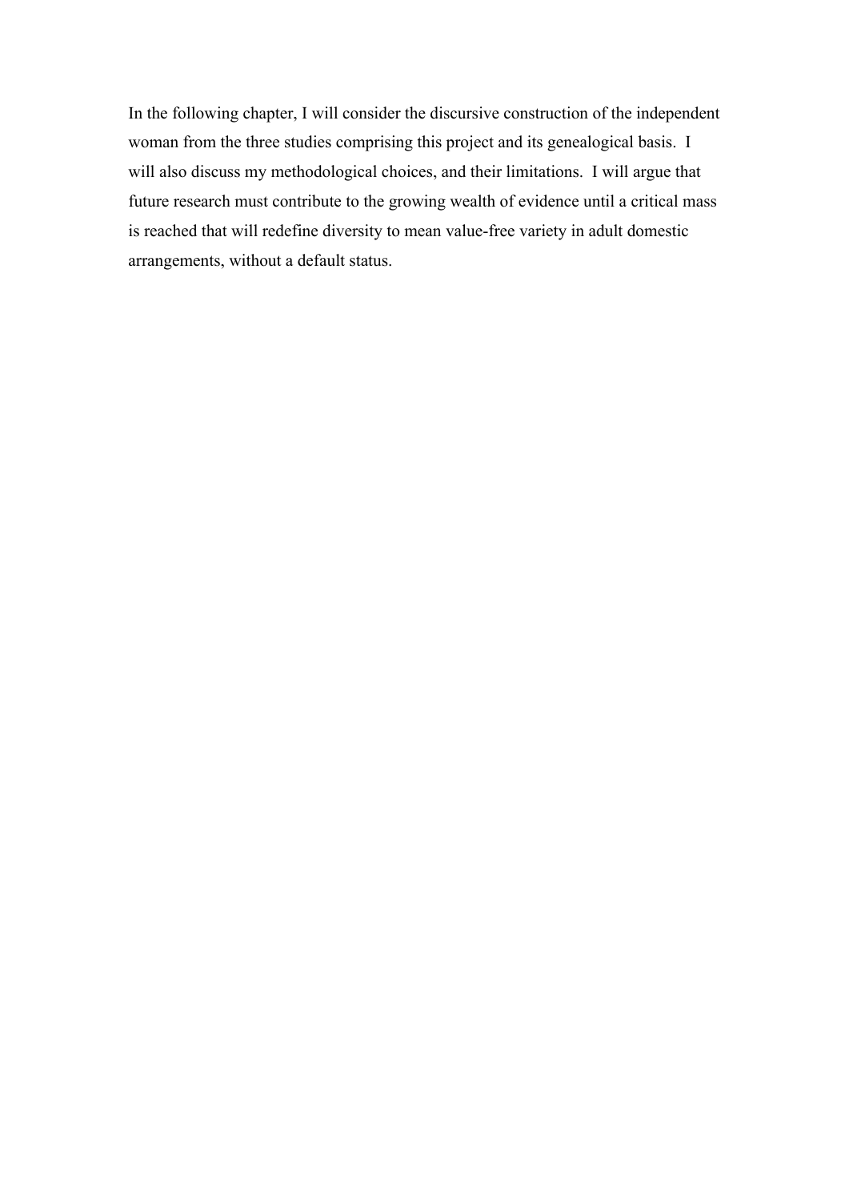In the following chapter, I will consider the discursive construction of the independent woman from the three studies comprising this project and its genealogical basis. I will also discuss my methodological choices, and their limitations. I will argue that future research must contribute to the growing wealth of evidence until a critical mass is reached that will redefine diversity to mean value-free variety in adult domestic arrangements, without a default status.